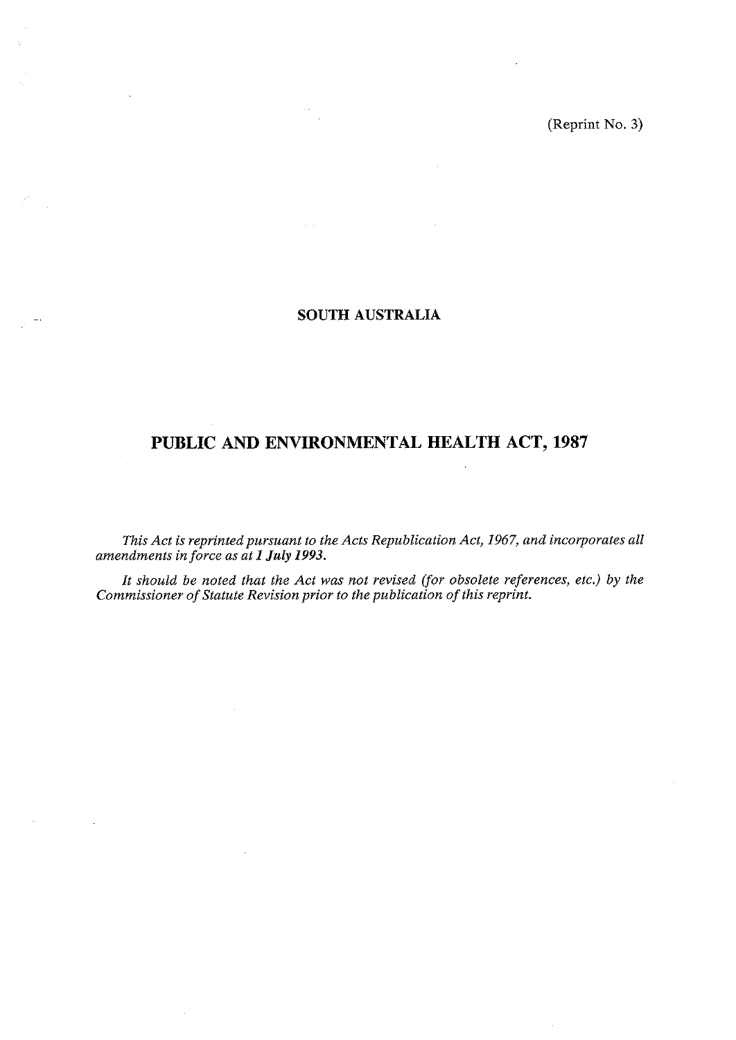(Reprint No. 3)

## SOUTH AUSTRALIA

# PUBLIC AND ENVIRONMENTAL HEALTH ACT, 1987

*This Act is reprinted pursuant to the Acts Republication Act, 1967, and incorporates all amendments in force as at **1 July 1993**.*

*It should be noted that the Act was not revised (for obsolete references, etc.) by the Commissioner of Statute Revision prior to the publication of this reprint.*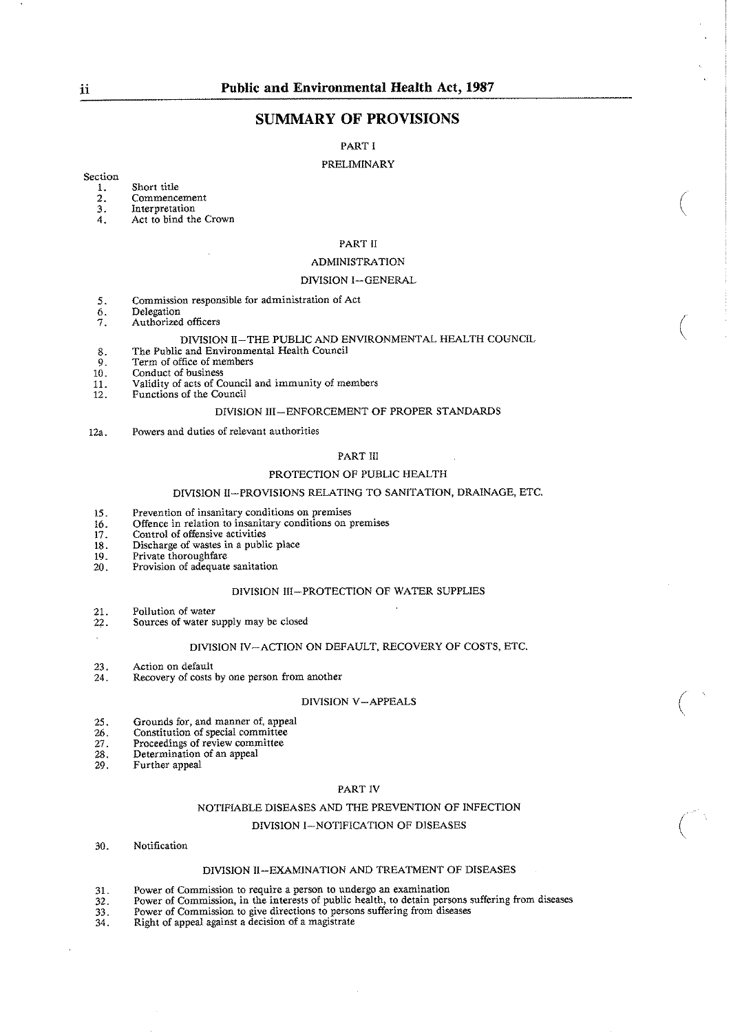## SUMMARY OF PROVISIONS

### PART I

### PRELIMINARY

Section

1. Short title
2. Commencement
3. Interpretation
4. Act to bind the Crown

### PART II

### ADMINISTRATION

#### DIVISION I—GENERAL

5. Commission responsible for administration of Act
6. Delegation
7. Authorized officers

#### DIVISION II—THE PUBLIC AND ENVIRONMENTAL HEALTH COUNCIL

8. The Public and Environmental Health Council
9. Term of office of members
10. Conduct of business
11. Validity of acts of Council and immunity of members
12. Functions of the Council

#### DIVISION III—ENFORCEMENT OF PROPER STANDARDS

12a. Powers and duties of relevant authorities

### PART III

### PROTECTION OF PUBLIC HEALTH

#### DIVISION II—PROVISIONS RELATING TO SANITATION, DRAINAGE, ETC.

15. Prevention of insanitary conditions on premises
16. Offence in relation to insanitary conditions on premises
17. Control of offensive activities
18. Discharge of wastes in a public place
19. Private thoroughfare
20. Provision of adequate sanitation

#### DIVISION III—PROTECTION OF WATER SUPPLIES

21. Pollution of water
22. Sources of water supply may be closed

#### DIVISION IV—ACTION ON DEFAULT, RECOVERY OF COSTS, ETC.

23. Action on default
24. Recovery of costs by one person from another

#### DIVISION V—APPEALS

25. Grounds for, and manner of, appeal
26. Constitution of special committee
27. Proceedings of review committee
28. Determination of an appeal
29. Further appeal

### PART IV

### NOTIFIABLE DISEASES AND THE PREVENTION OF INFECTION

#### DIVISION I—NOTIFICATION OF DISEASES

30. Notification

#### DIVISION II—EXAMINATION AND TREATMENT OF DISEASES

31. Power of Commission to require a person to undergo an examination
32. Power of Commission, in the interests of public health, to detain persons suffering from diseases
33. Power of Commission to give directions to persons suffering from diseases
34. Right of appeal against a decision of a magistrate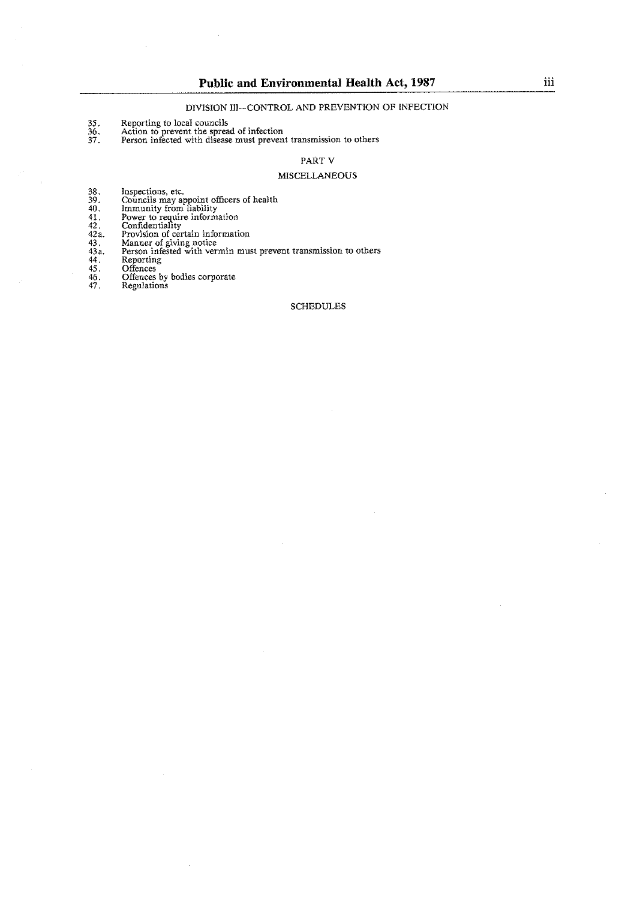DIVISION III—CONTROL AND PREVENTION OF INFECTION

35. Reporting to local councils
36. Action to prevent the spread of infection
37. Person infected with disease must prevent transmission to others

PART V

MISCELLANEOUS

38. Inspections, etc.
39. Councils may appoint officers of health
40. Immunity from liability
41. Power to require information
42. Confidentiality
42a. Provision of certain information
43. Manner of giving notice
43a. Person infested with vermin must prevent transmission to others
44. Reporting
45. Offences
46. Offences by bodies corporate
47. Regulations

SCHEDULES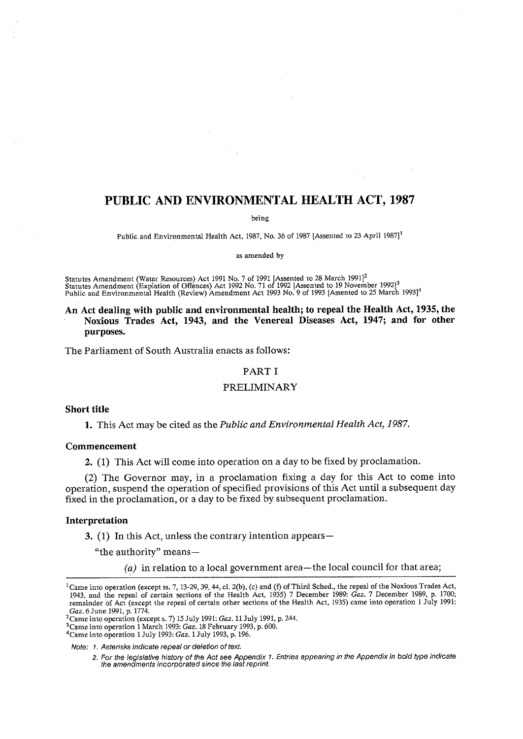# PUBLIC AND ENVIRONMENTAL HEALTH ACT, 1987

being

Public and Environmental Health Act, 1987, No. 36 of 1987 [Assented to 23 April 1987][1]

as amended by

Statutes Amendment (Water Resources) Act 1991 No. 7 of 1991 [Assented to 28 March 1991][2]
Statutes Amendment (Expiation of Offences) Act 1992 No. 71 of 1992 [Assented to 19 November 1992][3]
Public and Environmental Health (Review) Amendment Act 1993 No. 9 of 1993 [Assented to 25 March 1993][4]

**An Act dealing with public and environmental health; to repeal the Health Act, 1935, the Noxious Trades Act, 1943, and the Venereal Diseases Act, 1947; and for other purposes.**

The Parliament of South Australia enacts as follows:

## PART I

## PRELIMINARY

### Short title

**1.** This Act may be cited as the *Public and Environmental Health Act, 1987.*

### Commencement

**2.** (1) This Act will come into operation on a day to be fixed by proclamation.

(2) The Governor may, in a proclamation fixing a day for this Act to come into operation, suspend the operation of specified provisions of this Act until a subsequent day fixed in the proclamation, or a day to be fixed by subsequent proclamation.

### Interpretation

**3.** (1) In this Act, unless the contrary intention appears—

"the authority" means—

*(a)* in relation to a local government area—the local council for that area;

---

[1] Came into operation (except ss. 7, 13-29, 39, 44, cl. 2(b), (c) and (f) of Third Sched., the repeal of the Noxious Trades Act, 1943, and the repeal of certain sections of the Health Act, 1935) 7 December 1989: *Gaz.* 7 December 1989, p. 1700; remainder of Act (except the repeal of certain other sections of the Health Act, 1935) came into operation 1 July 1991: *Gaz.* 6 June 1991, p. 1774.

[2] Came into operation (except s. 7) 15 July 1991: *Gaz.* 11 July 1991, p. 244.

[3] Came into operation 1 March 1993: *Gaz.* 18 February 1993, p. 600.

[4] Came into operation 1 July 1993: *Gaz.* 1 July 1993, p. 196.

*Note: 1. Asterisks indicate repeal or deletion of text.*

*2. For the legislative history of the Act see Appendix 1. Entries appearing in the Appendix in bold type indicate the amendments incorporated since the last reprint.*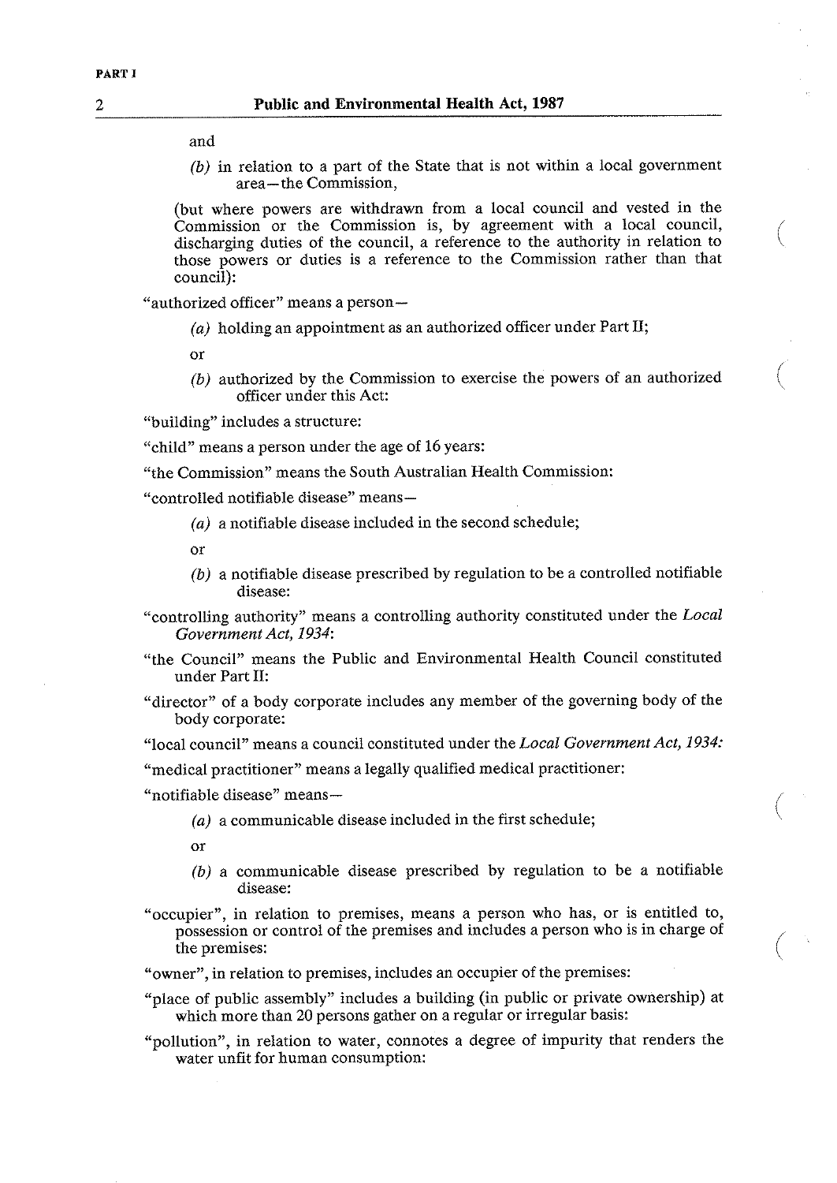and

(*b*) in relation to a part of the State that is not within a local government area—the Commission,

(but where powers are withdrawn from a local council and vested in the Commission or the Commission is, by agreement with a local council, discharging duties of the council, a reference to the authority in relation to those powers or duties is a reference to the Commission rather than that council):

"authorized officer" means a person—

(*a*) holding an appointment as an authorized officer under Part II;

or

(*b*) authorized by the Commission to exercise the powers of an authorized officer under this Act:

"building" includes a structure:

"child" means a person under the age of 16 years:

"the Commission" means the South Australian Health Commission:

"controlled notifiable disease" means—

(*a*) a notifiable disease included in the second schedule;

or

(*b*) a notifiable disease prescribed by regulation to be a controlled notifiable disease:

"controlling authority" means a controlling authority constituted under the *Local Government Act, 1934*:

"the Council" means the Public and Environmental Health Council constituted under Part II:

"director" of a body corporate includes any member of the governing body of the body corporate:

"local council" means a council constituted under the *Local Government Act, 1934:*

"medical practitioner" means a legally qualified medical practitioner:

"notifiable disease" means—

(*a*) a communicable disease included in the first schedule;

or

(*b*) a communicable disease prescribed by regulation to be a notifiable disease:

"occupier", in relation to premises, means a person who has, or is entitled to, possession or control of the premises and includes a person who is in charge of the premises:

"owner", in relation to premises, includes an occupier of the premises:

"place of public assembly" includes a building (in public or private ownership) at which more than 20 persons gather on a regular or irregular basis:

"pollution", in relation to water, connotes a degree of impurity that renders the water unfit for human consumption: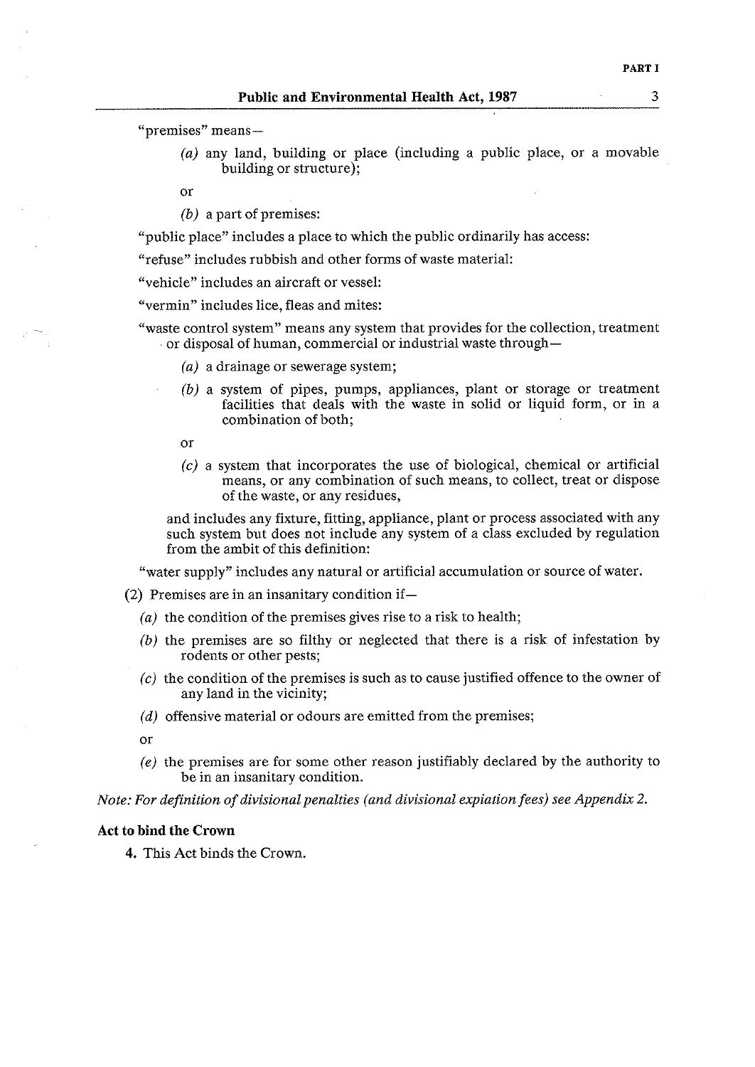"premises" means—

> *(a)* any land, building or place (including a public place, or a movable building or structure);
>
> or
>
> *(b)* a part of premises:

"public place" includes a place to which the public ordinarily has access:

"refuse" includes rubbish and other forms of waste material:

"vehicle" includes an aircraft or vessel:

"vermin" includes lice, fleas and mites:

"waste control system" means any system that provides for the collection, treatment or disposal of human, commercial or industrial waste through—

> *(a)* a drainage or sewerage system;
>
> *(b)* a system of pipes, pumps, appliances, plant or storage or treatment facilities that deals with the waste in solid or liquid form, or in a combination of both;
>
> or
>
> *(c)* a system that incorporates the use of biological, chemical or artificial means, or any combination of such means, to collect, treat or dispose of the waste, or any residues,

and includes any fixture, fitting, appliance, plant or process associated with any such system but does not include any system of a class excluded by regulation from the ambit of this definition:

"water supply" includes any natural or artificial accumulation or source of water.

(2) Premises are in an insanitary condition if—

> *(a)* the condition of the premises gives rise to a risk to health;
>
> *(b)* the premises are so filthy or neglected that there is a risk of infestation by rodents or other pests;
>
> *(c)* the condition of the premises is such as to cause justified offence to the owner of any land in the vicinity;
>
> *(d)* offensive material or odours are emitted from the premises;
>
> or
>
> *(e)* the premises are for some other reason justifiably declared by the authority to be in an insanitary condition.

*Note: For definition of divisional penalties (and divisional expiation fees) see Appendix 2.*

**Act to bind the Crown**

4. This Act binds the Crown.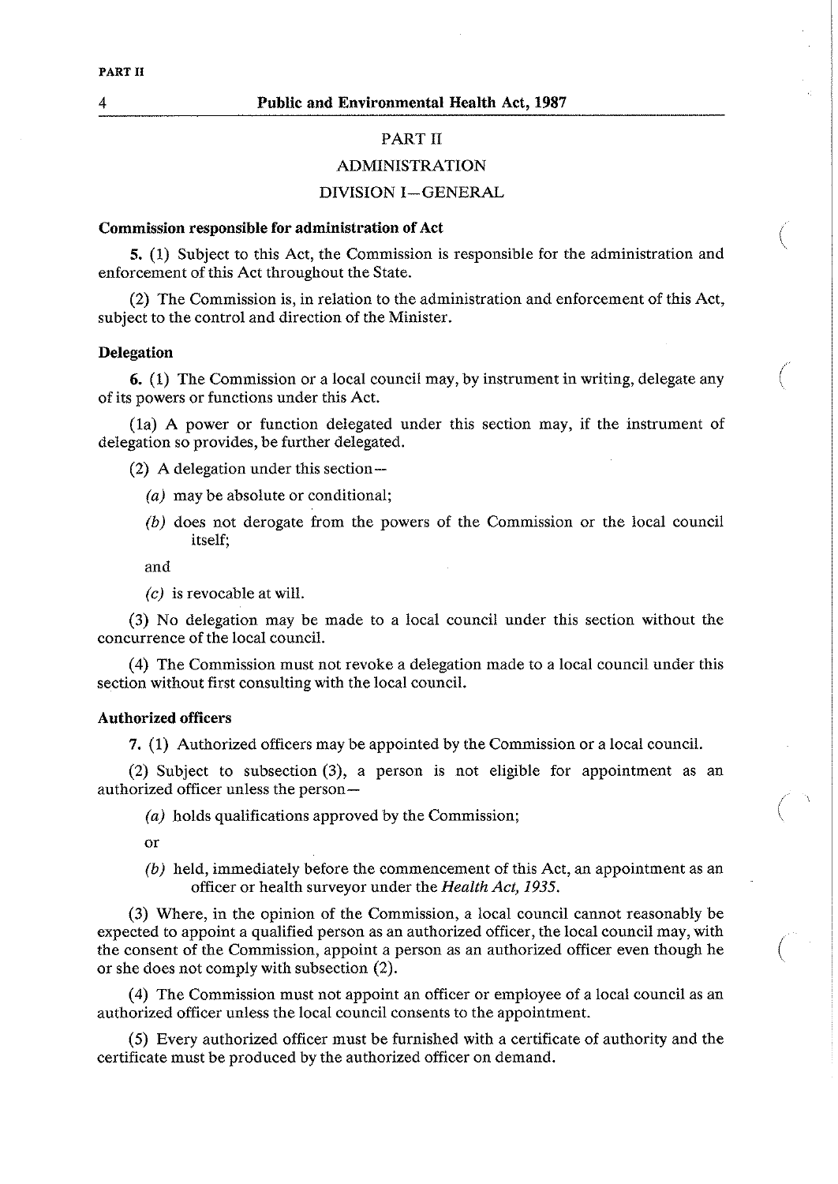## PART II

## ADMINISTRATION

### DIVISION I—GENERAL

**Commission responsible for administration of Act**

**5.** (1) Subject to this Act, the Commission is responsible for the administration and enforcement of this Act throughout the State.

(2) The Commission is, in relation to the administration and enforcement of this Act, subject to the control and direction of the Minister.

**Delegation**

**6.** (1) The Commission or a local council may, by instrument in writing, delegate any of its powers or functions under this Act.

(1a) A power or function delegated under this section may, if the instrument of delegation so provides, be further delegated.

(2) A delegation under this section—

*(a)* may be absolute or conditional;

*(b)* does not derogate from the powers of the Commission or the local council itself;

and

*(c)* is revocable at will.

(3) No delegation may be made to a local council under this section without the concurrence of the local council.

(4) The Commission must not revoke a delegation made to a local council under this section without first consulting with the local council.

**Authorized officers**

**7.** (1) Authorized officers may be appointed by the Commission or a local council.

(2) Subject to subsection (3), a person is not eligible for appointment as an authorized officer unless the person—

*(a)* holds qualifications approved by the Commission;

or

*(b)* held, immediately before the commencement of this Act, an appointment as an officer or health surveyor under the *Health Act, 1935*.

(3) Where, in the opinion of the Commission, a local council cannot reasonably be expected to appoint a qualified person as an authorized officer, the local council may, with the consent of the Commission, appoint a person as an authorized officer even though he or she does not comply with subsection (2).

(4) The Commission must not appoint an officer or employee of a local council as an authorized officer unless the local council consents to the appointment.

(5) Every authorized officer must be furnished with a certificate of authority and the certificate must be produced by the authorized officer on demand.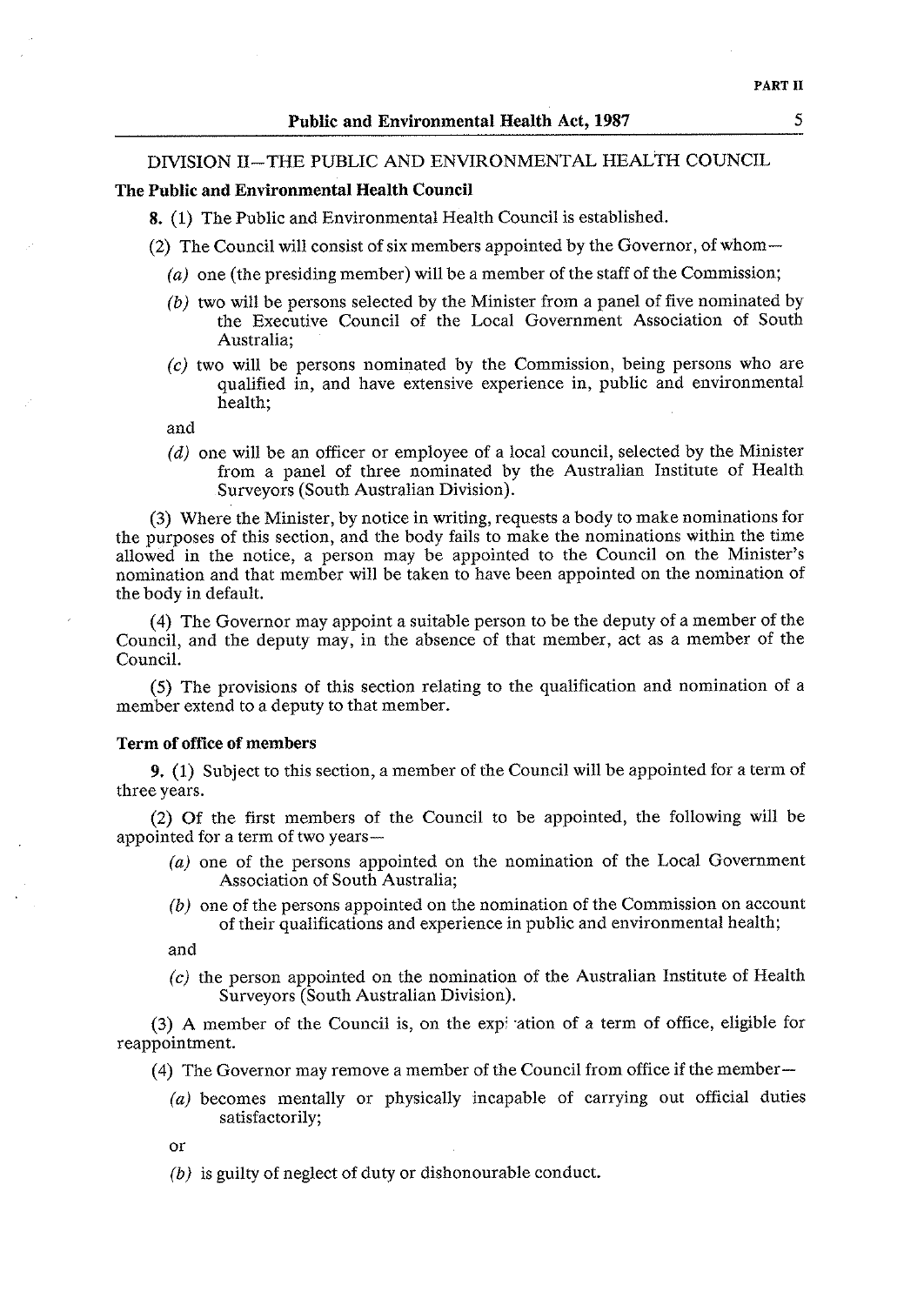## DIVISION II—THE PUBLIC AND ENVIRONMENTAL HEALTH COUNCIL

**The Public and Environmental Health Council**

**8.** (1) The Public and Environmental Health Council is established.

(2) The Council will consist of six members appointed by the Governor, of whom—

*(a)* one (the presiding member) will be a member of the staff of the Commission;

*(b)* two will be persons selected by the Minister from a panel of five nominated by the Executive Council of the Local Government Association of South Australia;

*(c)* two will be persons nominated by the Commission, being persons who are qualified in, and have extensive experience in, public and environmental health;

and

*(d)* one will be an officer or employee of a local council, selected by the Minister from a panel of three nominated by the Australian Institute of Health Surveyors (South Australian Division).

(3) Where the Minister, by notice in writing, requests a body to make nominations for the purposes of this section, and the body fails to make the nominations within the time allowed in the notice, a person may be appointed to the Council on the Minister's nomination and that member will be taken to have been appointed on the nomination of the body in default.

(4) The Governor may appoint a suitable person to be the deputy of a member of the Council, and the deputy may, in the absence of that member, act as a member of the Council.

(5) The provisions of this section relating to the qualification and nomination of a member extend to a deputy to that member.

**Term of office of members**

**9.** (1) Subject to this section, a member of the Council will be appointed for a term of three years.

(2) Of the first members of the Council to be appointed, the following will be appointed for a term of two years—

*(a)* one of the persons appointed on the nomination of the Local Government Association of South Australia;

*(b)* one of the persons appointed on the nomination of the Commission on account of their qualifications and experience in public and environmental health;

and

*(c)* the person appointed on the nomination of the Australian Institute of Health Surveyors (South Australian Division).

(3) A member of the Council is, on the expiration of a term of office, eligible for reappointment.

(4) The Governor may remove a member of the Council from office if the member—

*(a)* becomes mentally or physically incapable of carrying out official duties satisfactorily;

or

*(b)* is guilty of neglect of duty or dishonourable conduct.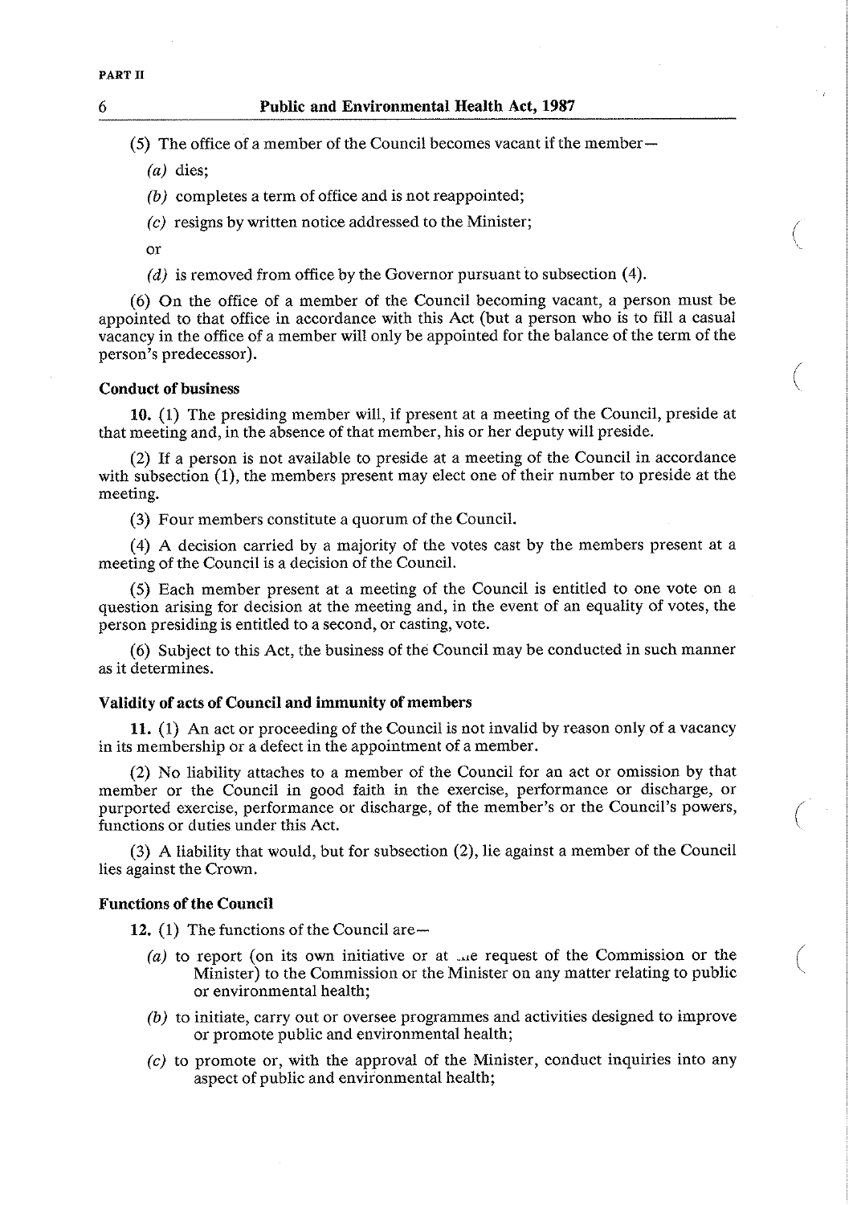(5) The office of a member of the Council becomes vacant if the member—

*(a)* dies;

*(b)* completes a term of office and is not reappointed;

*(c)* resigns by written notice addressed to the Minister;

or

*(d)* is removed from office by the Governor pursuant to subsection (4).

(6) On the office of a member of the Council becoming vacant, a person must be appointed to that office in accordance with this Act (but a person who is to fill a casual vacancy in the office of a member will only be appointed for the balance of the term of the person's predecessor).

**Conduct of business**

**10.** (1) The presiding member will, if present at a meeting of the Council, preside at that meeting and, in the absence of that member, his or her deputy will preside.

(2) If a person is not available to preside at a meeting of the Council in accordance with subsection (1), the members present may elect one of their number to preside at the meeting.

(3) Four members constitute a quorum of the Council.

(4) A decision carried by a majority of the votes cast by the members present at a meeting of the Council is a decision of the Council.

(5) Each member present at a meeting of the Council is entitled to one vote on a question arising for decision at the meeting and, in the event of an equality of votes, the person presiding is entitled to a second, or casting, vote.

(6) Subject to this Act, the business of the Council may be conducted in such manner as it determines.

**Validity of acts of Council and immunity of members**

**11.** (1) An act or proceeding of the Council is not invalid by reason only of a vacancy in its membership or a defect in the appointment of a member.

(2) No liability attaches to a member of the Council for an act or omission by that member or the Council in good faith in the exercise, performance or discharge, or purported exercise, performance or discharge, of the member's or the Council's powers, functions or duties under this Act.

(3) A liability that would, but for subsection (2), lie against a member of the Council lies against the Crown.

**Functions of the Council**

**12.** (1) The functions of the Council are—

*(a)* to report (on its own initiative or at the request of the Commission or the Minister) to the Commission or the Minister on any matter relating to public or environmental health;

*(b)* to initiate, carry out or oversee programmes and activities designed to improve or promote public and environmental health;

*(c)* to promote or, with the approval of the Minister, conduct inquiries into any aspect of public and environmental health;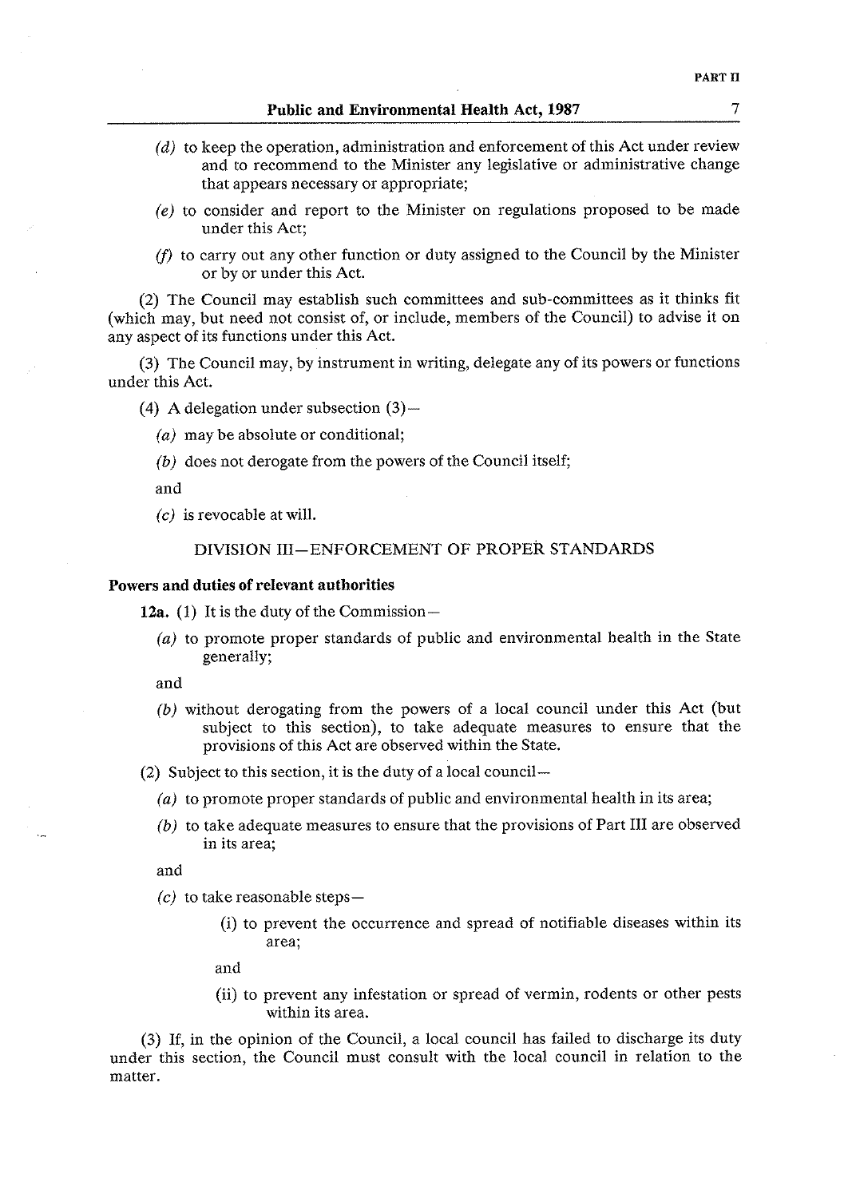(*d*) to keep the operation, administration and enforcement of this Act under review and to recommend to the Minister any legislative or administrative change that appears necessary or appropriate;

(*e*) to consider and report to the Minister on regulations proposed to be made under this Act;

(*f*) to carry out any other function or duty assigned to the Council by the Minister or by or under this Act.

(2) The Council may establish such committees and sub-committees as it thinks fit (which may, but need not consist of, or include, members of the Council) to advise it on any aspect of its functions under this Act.

(3) The Council may, by instrument in writing, delegate any of its powers or functions under this Act.

(4) A delegation under subsection (3)—

(*a*) may be absolute or conditional;

(*b*) does not derogate from the powers of the Council itself;

and

(*c*) is revocable at will.

## DIVISION III—ENFORCEMENT OF PROPER STANDARDS

### Powers and duties of relevant authorities

**12a.** (1) It is the duty of the Commission—

(*a*) to promote proper standards of public and environmental health in the State generally;

and

(*b*) without derogating from the powers of a local council under this Act (but subject to this section), to take adequate measures to ensure that the provisions of this Act are observed within the State.

(2) Subject to this section, it is the duty of a local council—

(*a*) to promote proper standards of public and environmental health in its area;

(*b*) to take adequate measures to ensure that the provisions of Part III are observed in its area;

and

(*c*) to take reasonable steps—

(i) to prevent the occurrence and spread of notifiable diseases within its area;

and

(ii) to prevent any infestation or spread of vermin, rodents or other pests within its area.

(3) If, in the opinion of the Council, a local council has failed to discharge its duty under this section, the Council must consult with the local council in relation to the matter.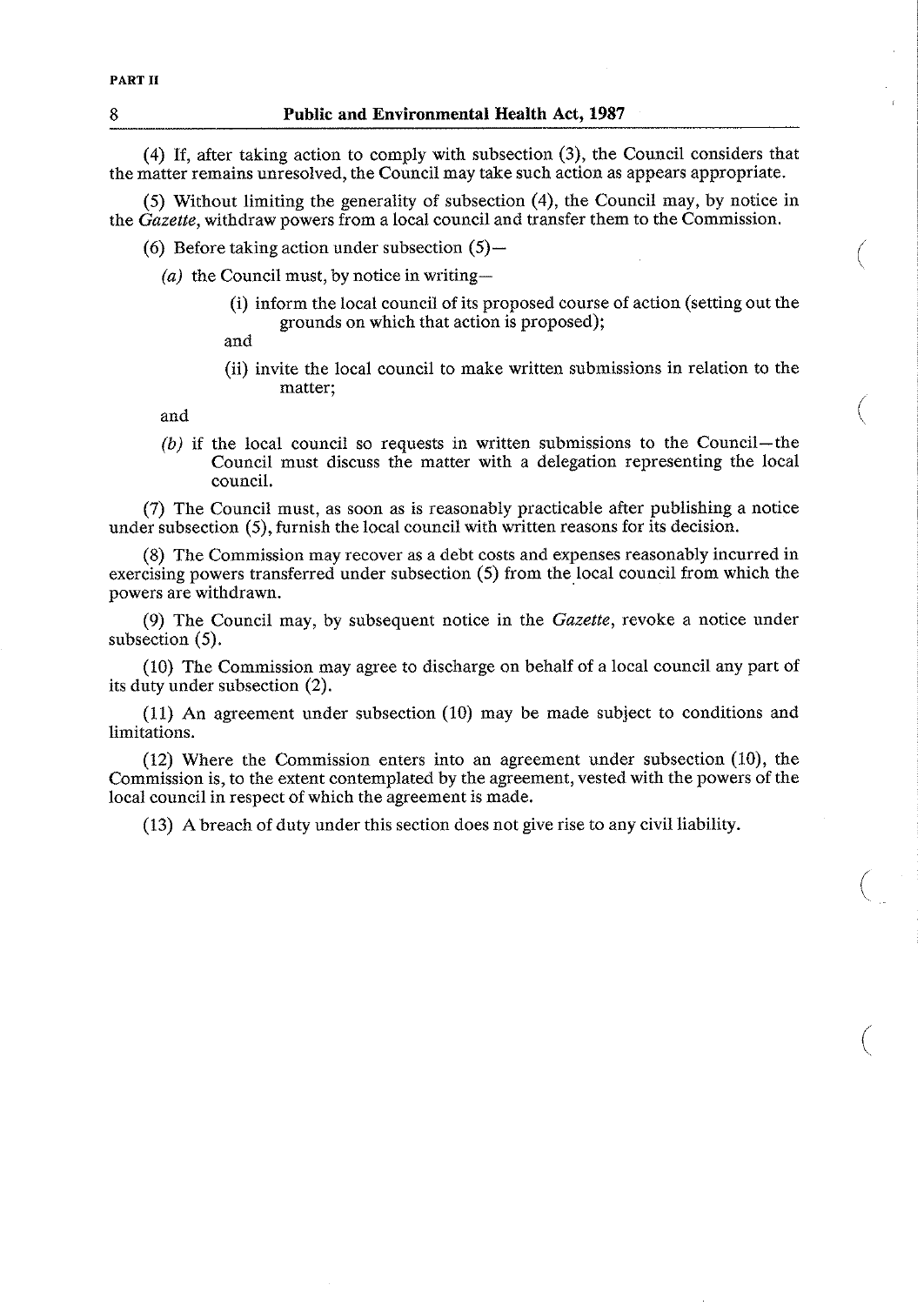(4) If, after taking action to comply with subsection (3), the Council considers that the matter remains unresolved, the Council may take such action as appears appropriate.

(5) Without limiting the generality of subsection (4), the Council may, by notice in the *Gazette*, withdraw powers from a local council and transfer them to the Commission.

(6) Before taking action under subsection (5)—

*(a)* the Council must, by notice in writing—

(i) inform the local council of its proposed course of action (setting out the grounds on which that action is proposed);

and

(ii) invite the local council to make written submissions in relation to the matter;

and

*(b)* if the local council so requests in written submissions to the Council—the Council must discuss the matter with a delegation representing the local council.

(7) The Council must, as soon as is reasonably practicable after publishing a notice under subsection (5), furnish the local council with written reasons for its decision.

(8) The Commission may recover as a debt costs and expenses reasonably incurred in exercising powers transferred under subsection (5) from the local council from which the powers are withdrawn.

(9) The Council may, by subsequent notice in the *Gazette*, revoke a notice under subsection (5).

(10) The Commission may agree to discharge on behalf of a local council any part of its duty under subsection (2).

(11) An agreement under subsection (10) may be made subject to conditions and limitations.

(12) Where the Commission enters into an agreement under subsection (10), the Commission is, to the extent contemplated by the agreement, vested with the powers of the local council in respect of which the agreement is made.

(13) A breach of duty under this section does not give rise to any civil liability.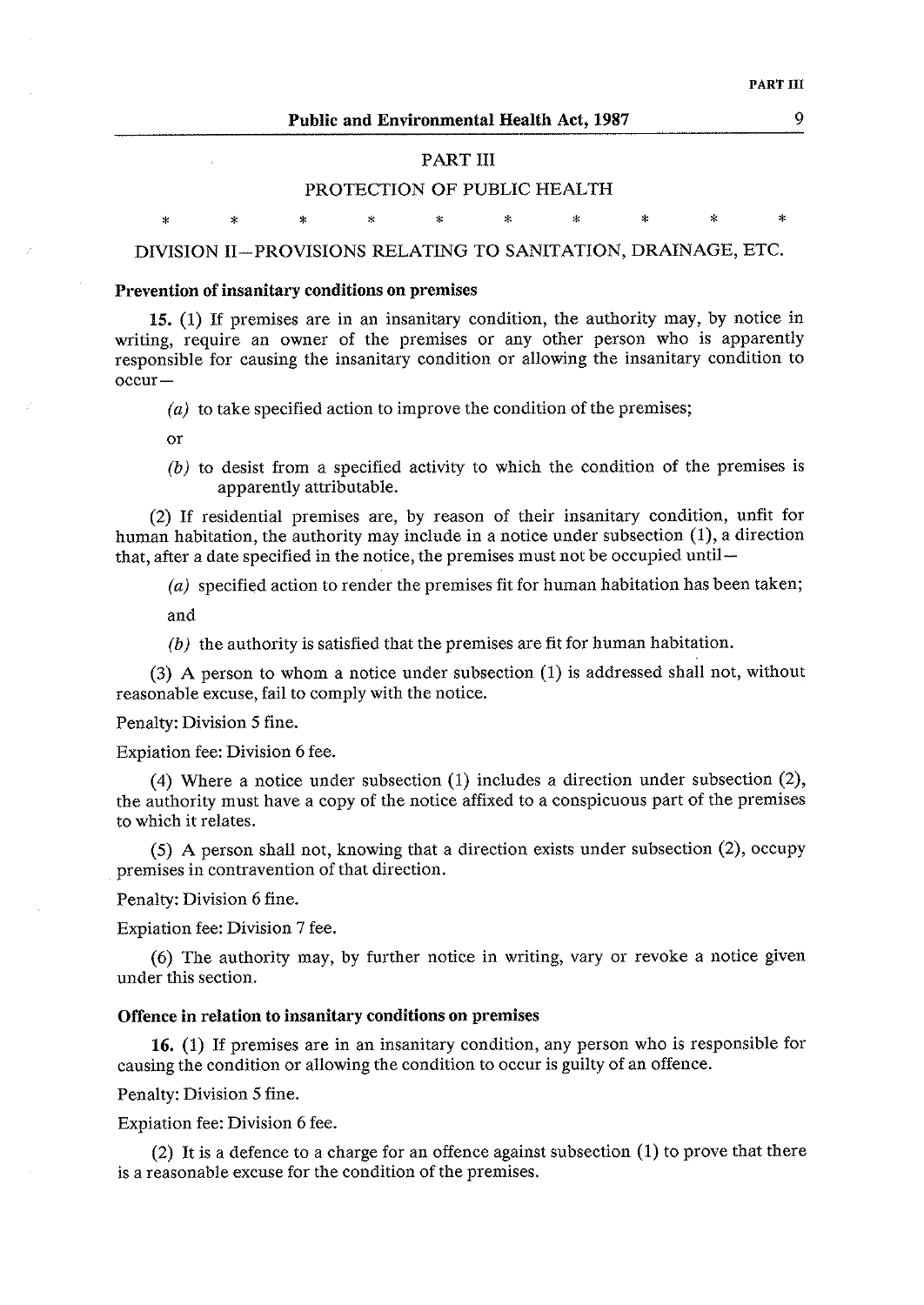# PART III

## PROTECTION OF PUBLIC HEALTH

\* \* \* \* \* \* \* \* \* \*

## DIVISION II—PROVISIONS RELATING TO SANITATION, DRAINAGE, ETC.

**Prevention of insanitary conditions on premises**

**15.** (1) If premises are in an insanitary condition, the authority may, by notice in writing, require an owner of the premises or any other person who is apparently responsible for causing the insanitary condition or allowing the insanitary condition to occur—

*(a)* to take specified action to improve the condition of the premises;

or

*(b)* to desist from a specified activity to which the condition of the premises is apparently attributable.

(2) If residential premises are, by reason of their insanitary condition, unfit for human habitation, the authority may include in a notice under subsection (1), a direction that, after a date specified in the notice, the premises must not be occupied until—

*(a)* specified action to render the premises fit for human habitation has been taken;

and

*(b)* the authority is satisfied that the premises are fit for human habitation.

(3) A person to whom a notice under subsection (1) is addressed shall not, without reasonable excuse, fail to comply with the notice.

Penalty: Division 5 fine.

Expiation fee: Division 6 fee.

(4) Where a notice under subsection (1) includes a direction under subsection (2), the authority must have a copy of the notice affixed to a conspicuous part of the premises to which it relates.

(5) A person shall not, knowing that a direction exists under subsection (2), occupy premises in contravention of that direction.

Penalty: Division 6 fine.

Expiation fee: Division 7 fee.

(6) The authority may, by further notice in writing, vary or revoke a notice given under this section.

**Offence in relation to insanitary conditions on premises**

**16.** (1) If premises are in an insanitary condition, any person who is responsible for causing the condition or allowing the condition to occur is guilty of an offence.

Penalty: Division 5 fine.

Expiation fee: Division 6 fee.

(2) It is a defence to a charge for an offence against subsection (1) to prove that there is a reasonable excuse for the condition of the premises.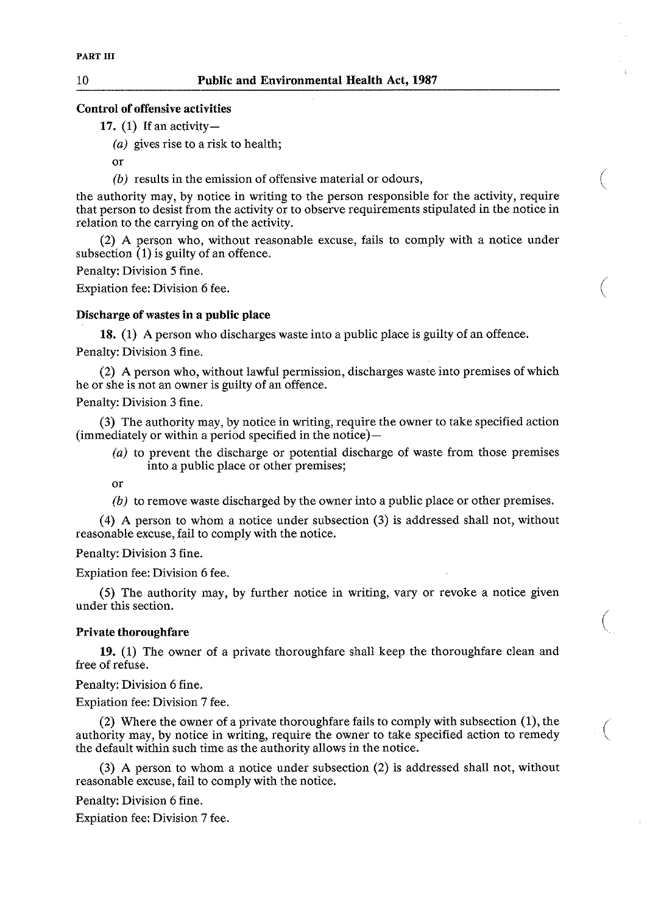**Control of offensive activities**

**17.** (1) If an activity—

*(a)* gives rise to a risk to health;

or

*(b)* results in the emission of offensive material or odours,

the authority may, by notice in writing to the person responsible for the activity, require that person to desist from the activity or to observe requirements stipulated in the notice in relation to the carrying on of the activity.

(2) A person who, without reasonable excuse, fails to comply with a notice under subsection (1) is guilty of an offence.

Penalty: Division 5 fine.

Expiation fee: Division 6 fee.

**Discharge of wastes in a public place**

**18.** (1) A person who discharges waste into a public place is guilty of an offence.

Penalty: Division 3 fine.

(2) A person who, without lawful permission, discharges waste into premises of which he or she is not an owner is guilty of an offence.

Penalty: Division 3 fine.

(3) The authority may, by notice in writing, require the owner to take specified action (immediately or within a period specified in the notice)—

*(a)* to prevent the discharge or potential discharge of waste from those premises into a public place or other premises;

or

*(b)* to remove waste discharged by the owner into a public place or other premises.

(4) A person to whom a notice under subsection (3) is addressed shall not, without reasonable excuse, fail to comply with the notice.

Penalty: Division 3 fine.

Expiation fee: Division 6 fee.

(5) The authority may, by further notice in writing, vary or revoke a notice given under this section.

**Private thoroughfare**

**19.** (1) The owner of a private thoroughfare shall keep the thoroughfare clean and free of refuse.

Penalty: Division 6 fine.

Expiation fee: Division 7 fee.

(2) Where the owner of a private thoroughfare fails to comply with subsection (1), the authority may, by notice in writing, require the owner to take specified action to remedy the default within such time as the authority allows in the notice.

(3) A person to whom a notice under subsection (2) is addressed shall not, without reasonable excuse, fail to comply with the notice.

Penalty: Division 6 fine.

Expiation fee: Division 7 fee.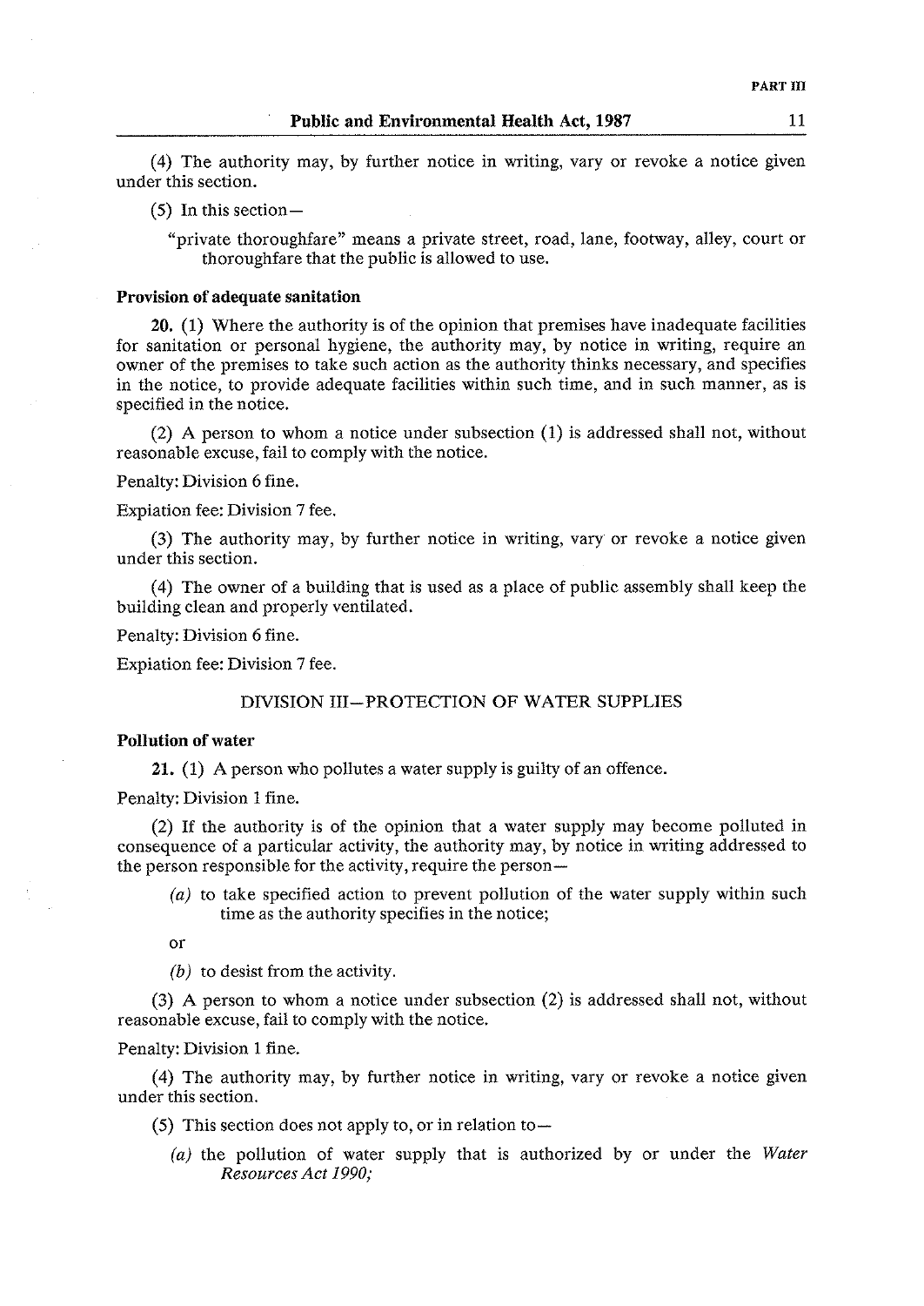(4) The authority may, by further notice in writing, vary or revoke a notice given under this section.

(5) In this section—

"private thoroughfare" means a private street, road, lane, footway, alley, court or thoroughfare that the public is allowed to use.

**Provision of adequate sanitation**

**20.** (1) Where the authority is of the opinion that premises have inadequate facilities for sanitation or personal hygiene, the authority may, by notice in writing, require an owner of the premises to take such action as the authority thinks necessary, and specifies in the notice, to provide adequate facilities within such time, and in such manner, as is specified in the notice.

(2) A person to whom a notice under subsection (1) is addressed shall not, without reasonable excuse, fail to comply with the notice.

Penalty: Division 6 fine.

Expiation fee: Division 7 fee.

(3) The authority may, by further notice in writing, vary or revoke a notice given under this section.

(4) The owner of a building that is used as a place of public assembly shall keep the building clean and properly ventilated.

Penalty: Division 6 fine.

Expiation fee: Division 7 fee.

## DIVISION III—PROTECTION OF WATER SUPPLIES

**Pollution of water**

**21.** (1) A person who pollutes a water supply is guilty of an offence.

Penalty: Division 1 fine.

(2) If the authority is of the opinion that a water supply may become polluted in consequence of a particular activity, the authority may, by notice in writing addressed to the person responsible for the activity, require the person—

*(a)* to take specified action to prevent pollution of the water supply within such time as the authority specifies in the notice;

or

*(b)* to desist from the activity.

(3) A person to whom a notice under subsection (2) is addressed shall not, without reasonable excuse, fail to comply with the notice.

Penalty: Division 1 fine.

(4) The authority may, by further notice in writing, vary or revoke a notice given under this section.

(5) This section does not apply to, or in relation to—

*(a)* the pollution of water supply that is authorized by or under the *Water Resources Act 1990;*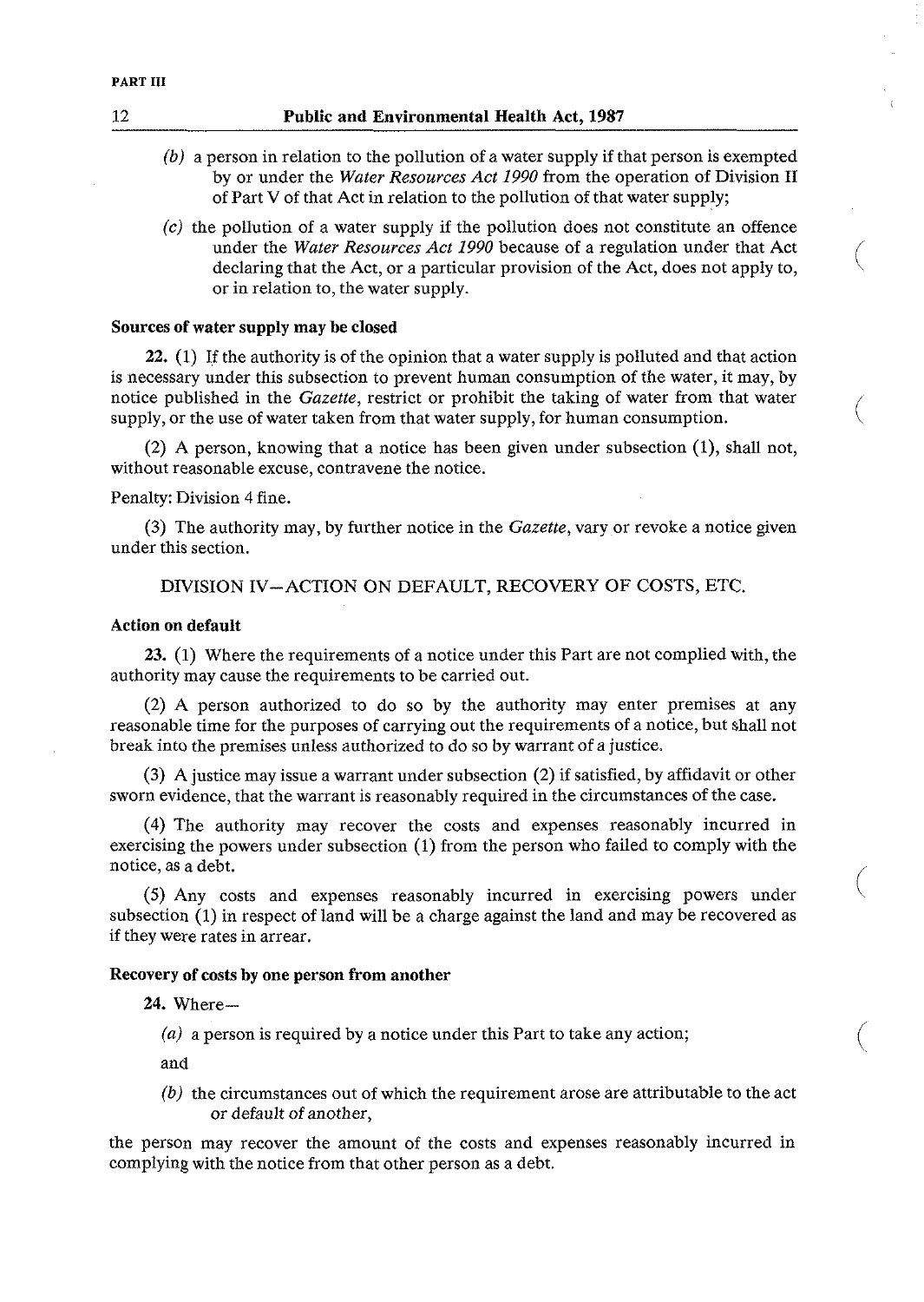(b) a person in relation to the pollution of a water supply if that person is exempted by or under the *Water Resources Act 1990* from the operation of Division II of Part V of that Act in relation to the pollution of that water supply;

(c) the pollution of a water supply if the pollution does not constitute an offence under the *Water Resources Act 1990* because of a regulation under that Act declaring that the Act, or a particular provision of the Act, does not apply to, or in relation to, the water supply.

**Sources of water supply may be closed**

**22.** (1) If the authority is of the opinion that a water supply is polluted and that action is necessary under this subsection to prevent human consumption of the water, it may, by notice published in the *Gazette*, restrict or prohibit the taking of water from that water supply, or the use of water taken from that water supply, for human consumption.

(2) A person, knowing that a notice has been given under subsection (1), shall not, without reasonable excuse, contravene the notice.

Penalty: Division 4 fine.

(3) The authority may, by further notice in the *Gazette*, vary or revoke a notice given under this section.

## DIVISION IV—ACTION ON DEFAULT, RECOVERY OF COSTS, ETC.

**Action on default**

**23.** (1) Where the requirements of a notice under this Part are not complied with, the authority may cause the requirements to be carried out.

(2) A person authorized to do so by the authority may enter premises at any reasonable time for the purposes of carrying out the requirements of a notice, but shall not break into the premises unless authorized to do so by warrant of a justice.

(3) A justice may issue a warrant under subsection (2) if satisfied, by affidavit or other sworn evidence, that the warrant is reasonably required in the circumstances of the case.

(4) The authority may recover the costs and expenses reasonably incurred in exercising the powers under subsection (1) from the person who failed to comply with the notice, as a debt.

(5) Any costs and expenses reasonably incurred in exercising powers under subsection (1) in respect of land will be a charge against the land and may be recovered as if they were rates in arrear.

**Recovery of costs by one person from another**

**24.** Where—

(a) a person is required by a notice under this Part to take any action;

and

(b) the circumstances out of which the requirement arose are attributable to the act or default of another,

the person may recover the amount of the costs and expenses reasonably incurred in complying with the notice from that other person as a debt.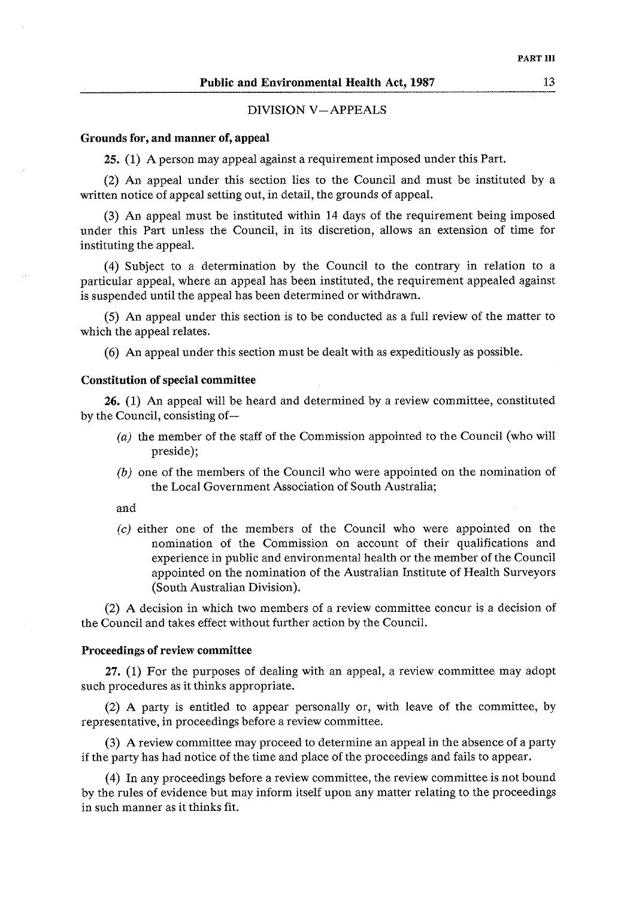## DIVISION V—APPEALS

### Grounds for, and manner of, appeal

**25.** (1) A person may appeal against a requirement imposed under this Part.

(2) An appeal under this section lies to the Council and must be instituted by a written notice of appeal setting out, in detail, the grounds of appeal.

(3) An appeal must be instituted within 14 days of the requirement being imposed under this Part unless the Council, in its discretion, allows an extension of time for instituting the appeal.

(4) Subject to a determination by the Council to the contrary in relation to a particular appeal, where an appeal has been instituted, the requirement appealed against is suspended until the appeal has been determined or withdrawn.

(5) An appeal under this section is to be conducted as a full review of the matter to which the appeal relates.

(6) An appeal under this section must be dealt with as expeditiously as possible.

### Constitution of special committee

**26.** (1) An appeal will be heard and determined by a review committee, constituted by the Council, consisting of—

- *(a)* the member of the staff of the Commission appointed to the Council (who will preside);
- *(b)* one of the members of the Council who were appointed on the nomination of the Local Government Association of South Australia;

and

- *(c)* either one of the members of the Council who were appointed on the nomination of the Commission on account of their qualifications and experience in public and environmental health or the member of the Council appointed on the nomination of the Australian Institute of Health Surveyors (South Australian Division).

(2) A decision in which two members of a review committee concur is a decision of the Council and takes effect without further action by the Council.

### Proceedings of review committee

**27.** (1) For the purposes of dealing with an appeal, a review committee may adopt such procedures as it thinks appropriate.

(2) A party is entitled to appear personally or, with leave of the committee, by representative, in proceedings before a review committee.

(3) A review committee may proceed to determine an appeal in the absence of a party if the party has had notice of the time and place of the proceedings and fails to appear.

(4) In any proceedings before a review committee, the review committee is not bound by the rules of evidence but may inform itself upon any matter relating to the proceedings in such manner as it thinks fit.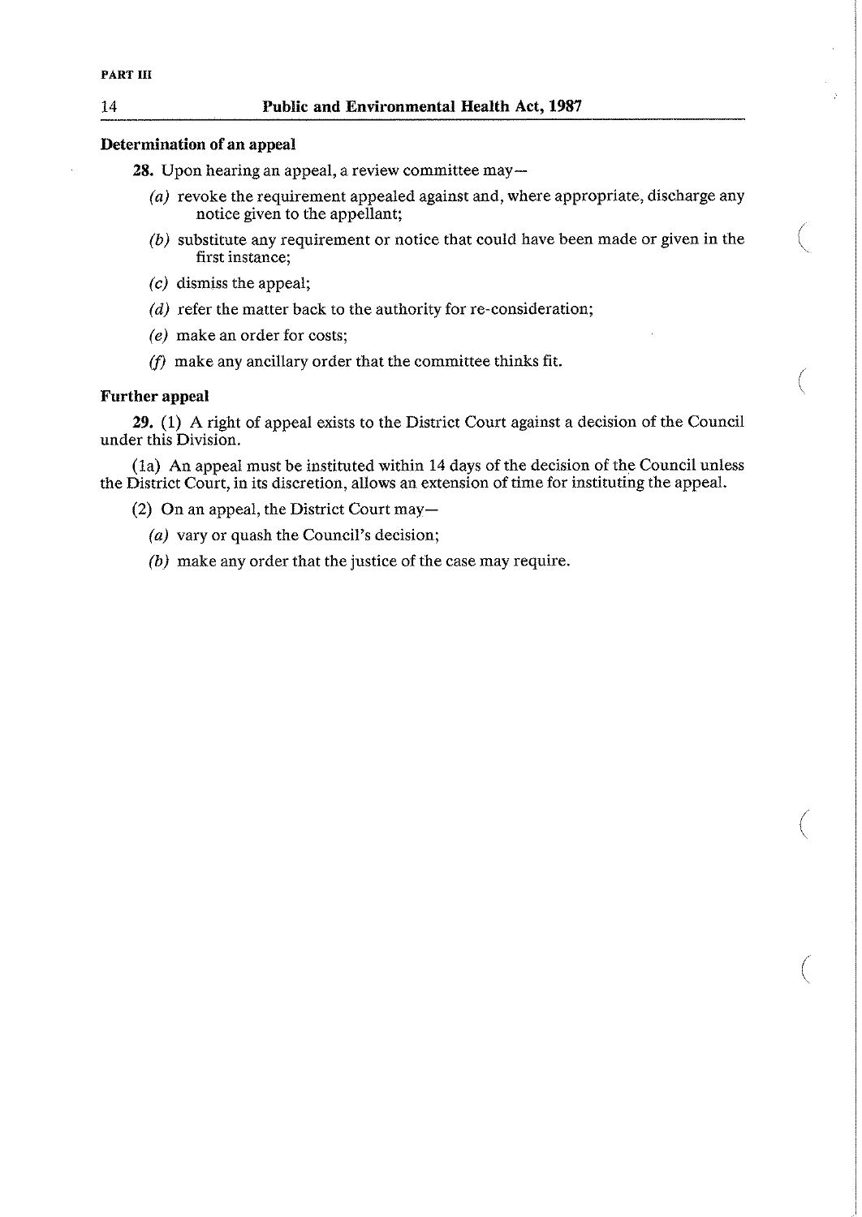### Determination of an appeal

**28.** Upon hearing an appeal, a review committee may—

*(a)* revoke the requirement appealed against and, where appropriate, discharge any notice given to the appellant;

*(b)* substitute any requirement or notice that could have been made or given in the first instance;

*(c)* dismiss the appeal;

*(d)* refer the matter back to the authority for re-consideration;

*(e)* make an order for costs;

*(f)* make any ancillary order that the committee thinks fit.

### Further appeal

**29.** (1) A right of appeal exists to the District Court against a decision of the Council under this Division.

(1a) An appeal must be instituted within 14 days of the decision of the Council unless the District Court, in its discretion, allows an extension of time for instituting the appeal.

(2) On an appeal, the District Court may—

*(a)* vary or quash the Council's decision;

*(b)* make any order that the justice of the case may require.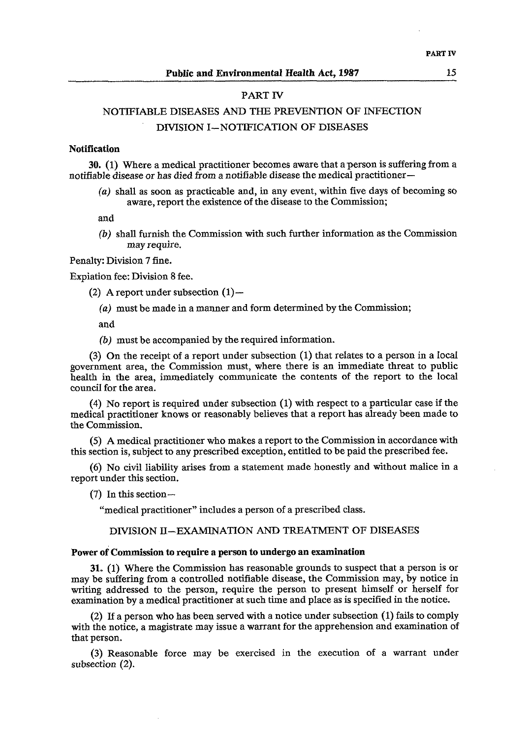# PART IV

## NOTIFIABLE DISEASES AND THE PREVENTION OF INFECTION

### DIVISION I—NOTIFICATION OF DISEASES

**Notification**

**30.** (1) Where a medical practitioner becomes aware that a person is suffering from a notifiable disease or has died from a notifiable disease the medical practitioner—

*(a)* shall as soon as practicable and, in any event, within five days of becoming so aware, report the existence of the disease to the Commission;

and

*(b)* shall furnish the Commission with such further information as the Commission may require.

Penalty: Division 7 fine.

Expiation fee: Division 8 fee.

(2) A report under subsection (1)—

*(a)* must be made in a manner and form determined by the Commission;

and

*(b)* must be accompanied by the required information.

(3) On the receipt of a report under subsection (1) that relates to a person in a local government area, the Commission must, where there is an immediate threat to public health in the area, immediately communicate the contents of the report to the local council for the area.

(4) No report is required under subsection (1) with respect to a particular case if the medical practitioner knows or reasonably believes that a report has already been made to the Commission.

(5) A medical practitioner who makes a report to the Commission in accordance with this section is, subject to any prescribed exception, entitled to be paid the prescribed fee.

(6) No civil liability arises from a statement made honestly and without malice in a report under this section.

(7) In this section—

"medical practitioner" includes a person of a prescribed class.

### DIVISION II—EXAMINATION AND TREATMENT OF DISEASES

**Power of Commission to require a person to undergo an examination**

**31.** (1) Where the Commission has reasonable grounds to suspect that a person is or may be suffering from a controlled notifiable disease, the Commission may, by notice in writing addressed to the person, require the person to present himself or herself for examination by a medical practitioner at such time and place as is specified in the notice.

(2) If a person who has been served with a notice under subsection (1) fails to comply with the notice, a magistrate may issue a warrant for the apprehension and examination of that person.

(3) Reasonable force may be exercised in the execution of a warrant under subsection (2).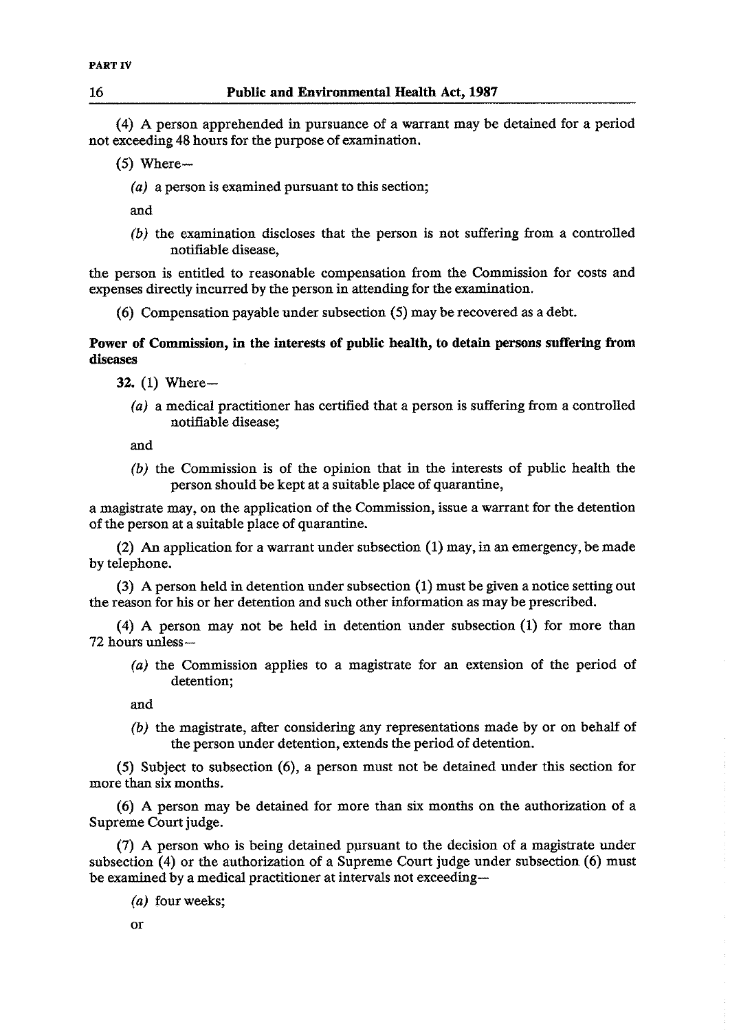(4) A person apprehended in pursuance of a warrant may be detained for a period not exceeding 48 hours for the purpose of examination.

(5) Where—

*(a)* a person is examined pursuant to this section;

and

*(b)* the examination discloses that the person is not suffering from a controlled notifiable disease,

the person is entitled to reasonable compensation from the Commission for costs and expenses directly incurred by the person in attending for the examination.

(6) Compensation payable under subsection (5) may be recovered as a debt.

**Power of Commission, in the interests of public health, to detain persons suffering from diseases**

**32.** (1) Where—

*(a)* a medical practitioner has certified that a person is suffering from a controlled notifiable disease;

and

*(b)* the Commission is of the opinion that in the interests of public health the person should be kept at a suitable place of quarantine,

a magistrate may, on the application of the Commission, issue a warrant for the detention of the person at a suitable place of quarantine.

(2) An application for a warrant under subsection (1) may, in an emergency, be made by telephone.

(3) A person held in detention under subsection (1) must be given a notice setting out the reason for his or her detention and such other information as may be prescribed.

(4) A person may not be held in detention under subsection (1) for more than 72 hours unless—

*(a)* the Commission applies to a magistrate for an extension of the period of detention;

and

*(b)* the magistrate, after considering any representations made by or on behalf of the person under detention, extends the period of detention.

(5) Subject to subsection (6), a person must not be detained under this section for more than six months.

(6) A person may be detained for more than six months on the authorization of a Supreme Court judge.

(7) A person who is being detained pursuant to the decision of a magistrate under subsection (4) or the authorization of a Supreme Court judge under subsection (6) must be examined by a medical practitioner at intervals not exceeding—

*(a)* four weeks;

or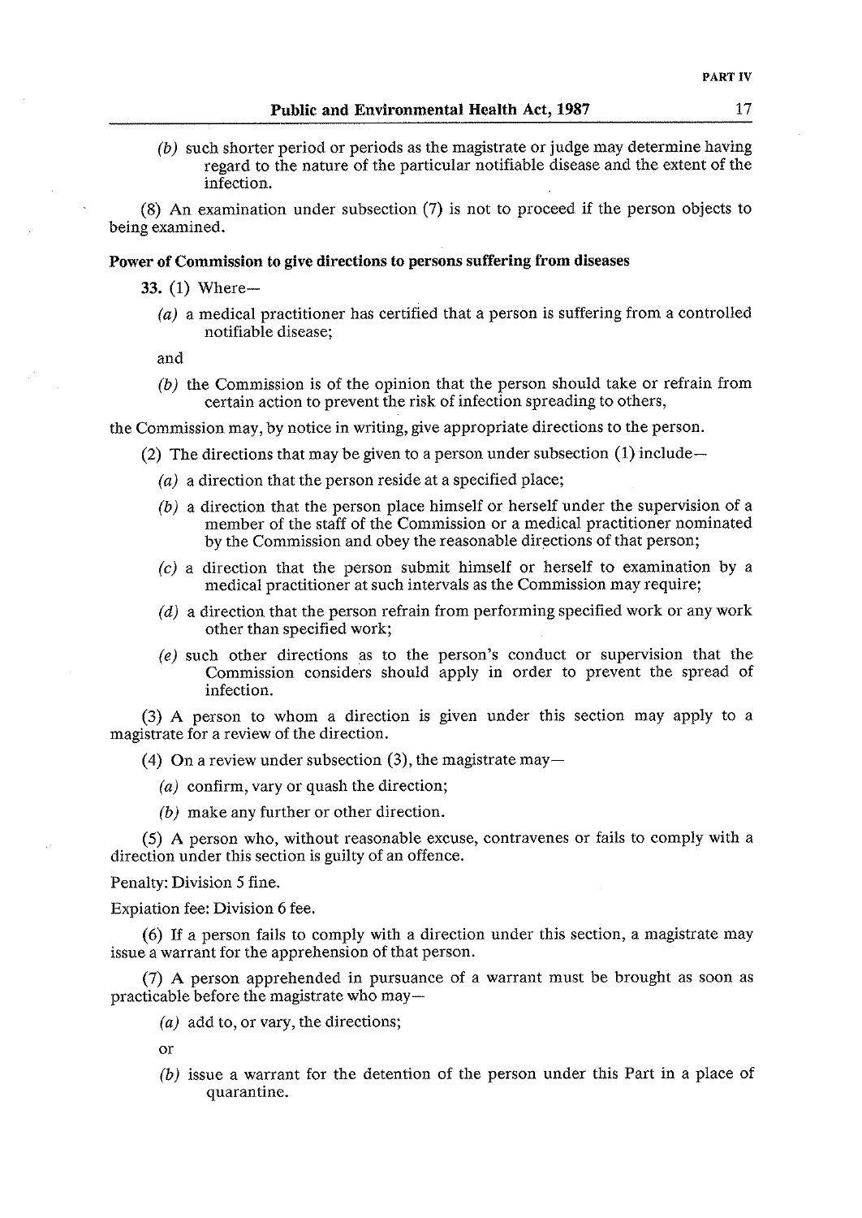(*b*) such shorter period or periods as the magistrate or judge may determine having regard to the nature of the particular notifiable disease and the extent of the infection.

(8) An examination under subsection (7) is not to proceed if the person objects to being examined.

**Power of Commission to give directions to persons suffering from diseases**

**33.** (1) Where—

(*a*) a medical practitioner has certified that a person is suffering from a controlled notifiable disease;

and

(*b*) the Commission is of the opinion that the person should take or refrain from certain action to prevent the risk of infection spreading to others,

the Commission may, by notice in writing, give appropriate directions to the person.

(2) The directions that may be given to a person under subsection (1) include—

(*a*) a direction that the person reside at a specified place;

(*b*) a direction that the person place himself or herself under the supervision of a member of the staff of the Commission or a medical practitioner nominated by the Commission and obey the reasonable directions of that person;

(*c*) a direction that the person submit himself or herself to examination by a medical practitioner at such intervals as the Commission may require;

(*d*) a direction that the person refrain from performing specified work or any work other than specified work;

(*e*) such other directions as to the person's conduct or supervision that the Commission considers should apply in order to prevent the spread of infection.

(3) A person to whom a direction is given under this section may apply to a magistrate for a review of the direction.

(4) On a review under subsection (3), the magistrate may—

(*a*) confirm, vary or quash the direction;

(*b*) make any further or other direction.

(5) A person who, without reasonable excuse, contravenes or fails to comply with a direction under this section is guilty of an offence.

Penalty: Division 5 fine.

Expiation fee: Division 6 fee.

(6) If a person fails to comply with a direction under this section, a magistrate may issue a warrant for the apprehension of that person.

(7) A person apprehended in pursuance of a warrant must be brought as soon as practicable before the magistrate who may—

(*a*) add to, or vary, the directions;

or

(*b*) issue a warrant for the detention of the person under this Part in a place of quarantine.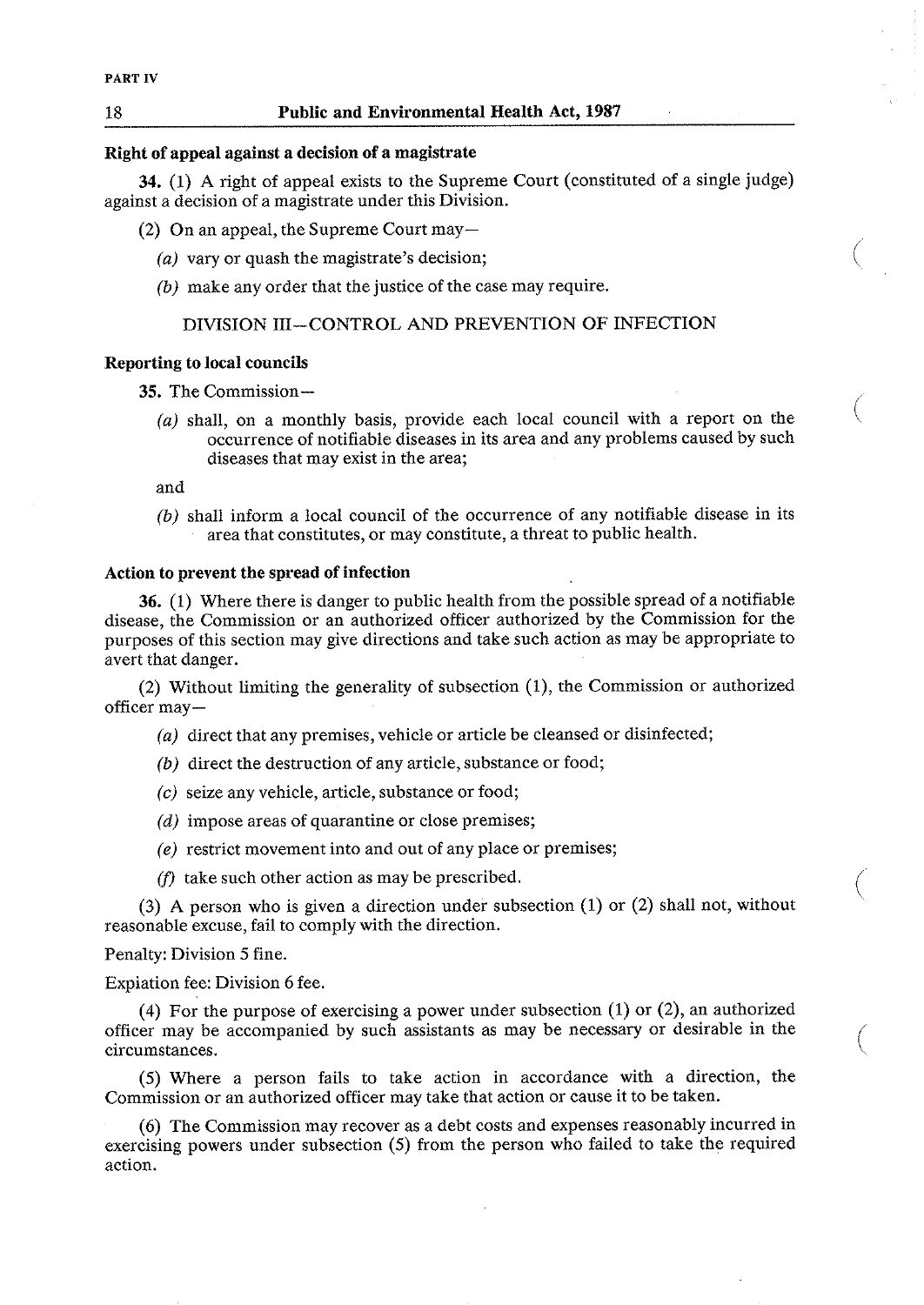**Right of appeal against a decision of a magistrate**

**34.** (1) A right of appeal exists to the Supreme Court (constituted of a single judge) against a decision of a magistrate under this Division.

(2) On an appeal, the Supreme Court may—

*(a)* vary or quash the magistrate's decision;

*(b)* make any order that the justice of the case may require.

## DIVISION III—CONTROL AND PREVENTION OF INFECTION

**Reporting to local councils**

**35.** The Commission—

*(a)* shall, on a monthly basis, provide each local council with a report on the occurrence of notifiable diseases in its area and any problems caused by such diseases that may exist in the area;

and

*(b)* shall inform a local council of the occurrence of any notifiable disease in its area that constitutes, or may constitute, a threat to public health.

**Action to prevent the spread of infection**

**36.** (1) Where there is danger to public health from the possible spread of a notifiable disease, the Commission or an authorized officer authorized by the Commission for the purposes of this section may give directions and take such action as may be appropriate to avert that danger.

(2) Without limiting the generality of subsection (1), the Commission or authorized officer may—

*(a)* direct that any premises, vehicle or article be cleansed or disinfected;

*(b)* direct the destruction of any article, substance or food;

*(c)* seize any vehicle, article, substance or food;

*(d)* impose areas of quarantine or close premises;

*(e)* restrict movement into and out of any place or premises;

*(f)* take such other action as may be prescribed.

(3) A person who is given a direction under subsection (1) or (2) shall not, without reasonable excuse, fail to comply with the direction.

Penalty: Division 5 fine.

Expiation fee: Division 6 fee.

(4) For the purpose of exercising a power under subsection (1) or (2), an authorized officer may be accompanied by such assistants as may be necessary or desirable in the circumstances.

(5) Where a person fails to take action in accordance with a direction, the Commission or an authorized officer may take that action or cause it to be taken.

(6) The Commission may recover as a debt costs and expenses reasonably incurred in exercising powers under subsection (5) from the person who failed to take the required action.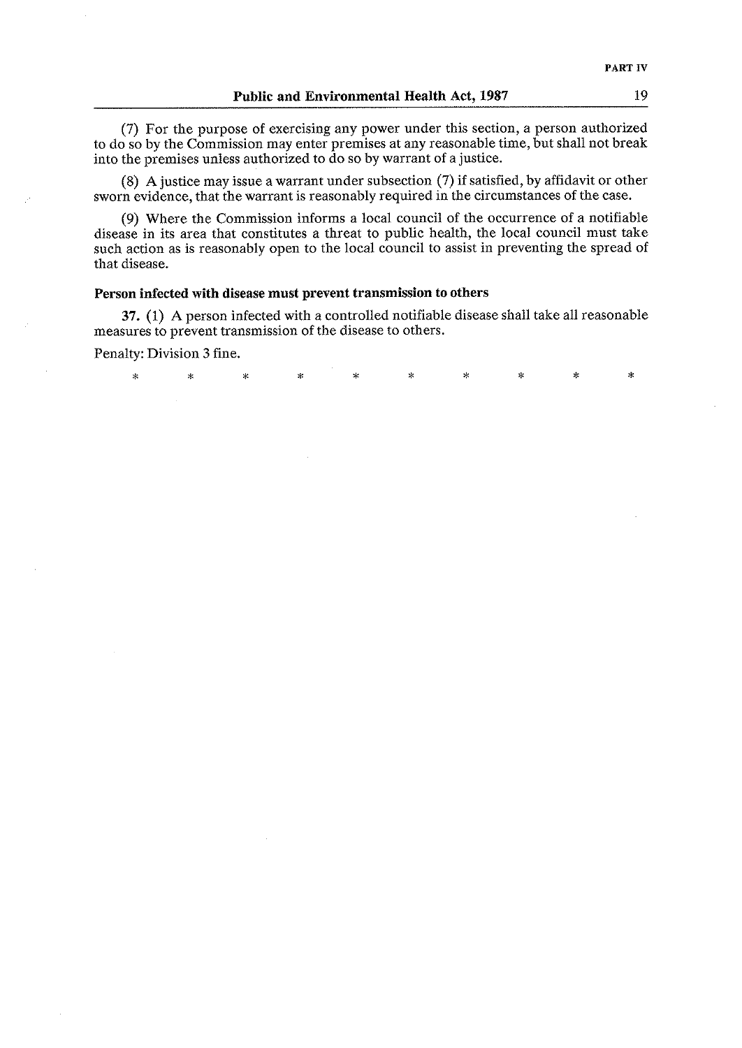(7) For the purpose of exercising any power under this section, a person authorized to do so by the Commission may enter premises at any reasonable time, but shall not break into the premises unless authorized to do so by warrant of a justice.

(8) A justice may issue a warrant under subsection (7) if satisfied, by affidavit or other sworn evidence, that the warrant is reasonably required in the circumstances of the case.

(9) Where the Commission informs a local council of the occurrence of a notifiable disease in its area that constitutes a threat to public health, the local council must take such action as is reasonably open to the local council to assist in preventing the spread of that disease.

**Person infected with disease must prevent transmission to others**

**37.** (1) A person infected with a controlled notifiable disease shall take all reasonable measures to prevent transmission of the disease to others.

Penalty: Division 3 fine.

\* \* \* \* \* \* \* \* \* \*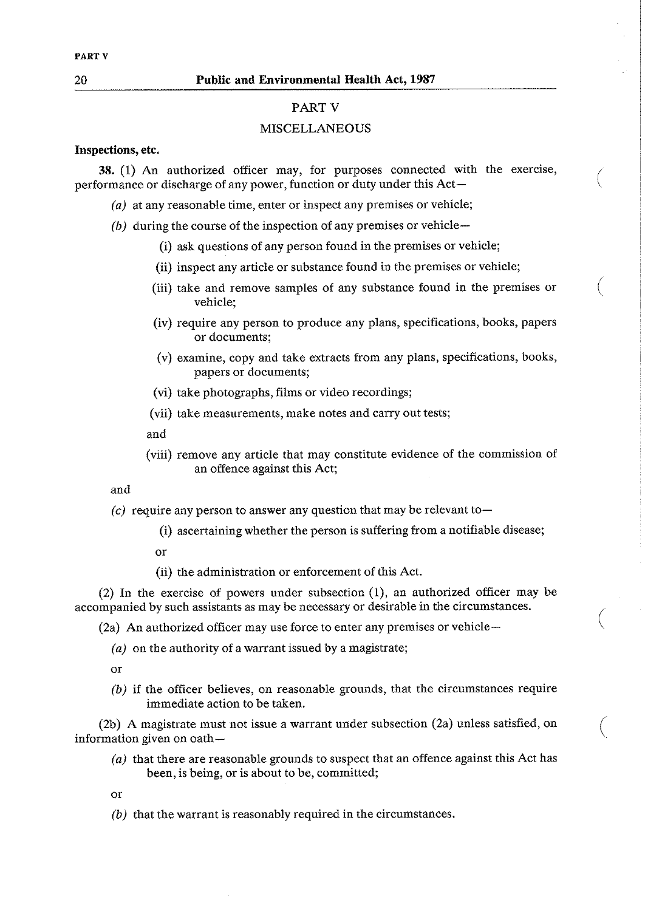## PART V

## MISCELLANEOUS

**Inspections, etc.**

**38.** (1) An authorized officer may, for purposes connected with the exercise, performance or discharge of any power, function or duty under this Act—

*(a)* at any reasonable time, enter or inspect any premises or vehicle;

*(b)* during the course of the inspection of any premises or vehicle—

(i) ask questions of any person found in the premises or vehicle;

(ii) inspect any article or substance found in the premises or vehicle;

(iii) take and remove samples of any substance found in the premises or vehicle;

(iv) require any person to produce any plans, specifications, books, papers or documents;

(v) examine, copy and take extracts from any plans, specifications, books, papers or documents;

(vi) take photographs, films or video recordings;

(vii) take measurements, make notes and carry out tests;

and

(viii) remove any article that may constitute evidence of the commission of an offence against this Act;

and

*(c)* require any person to answer any question that may be relevant to—

(i) ascertaining whether the person is suffering from a notifiable disease;

or

(ii) the administration or enforcement of this Act.

(2) In the exercise of powers under subsection (1), an authorized officer may be accompanied by such assistants as may be necessary or desirable in the circumstances.

(2a) An authorized officer may use force to enter any premises or vehicle—

*(a)* on the authority of a warrant issued by a magistrate;

or

*(b)* if the officer believes, on reasonable grounds, that the circumstances require immediate action to be taken.

(2b) A magistrate must not issue a warrant under subsection (2a) unless satisfied, on information given on oath—

*(a)* that there are reasonable grounds to suspect that an offence against this Act has been, is being, or is about to be, committed;

or

*(b)* that the warrant is reasonably required in the circumstances.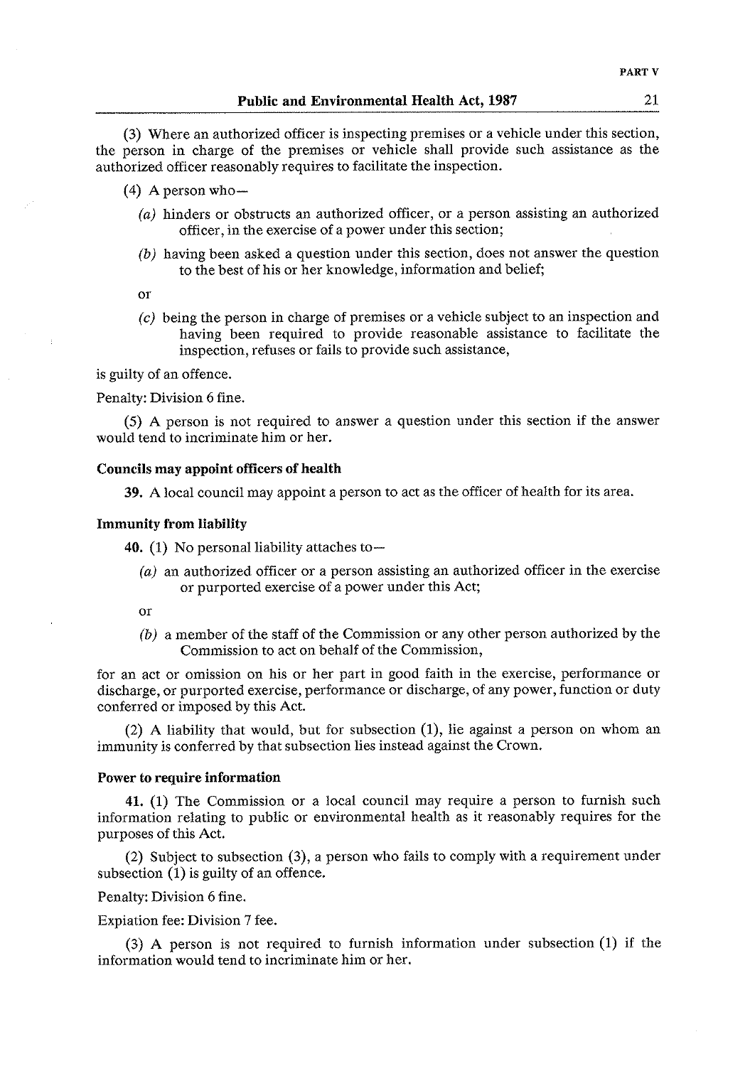(3) Where an authorized officer is inspecting premises or a vehicle under this section, the person in charge of the premises or vehicle shall provide such assistance as the authorized officer reasonably requires to facilitate the inspection.

(4) A person who—

*(a)* hinders or obstructs an authorized officer, or a person assisting an authorized officer, in the exercise of a power under this section;

*(b)* having been asked a question under this section, does not answer the question to the best of his or her knowledge, information and belief;

or

*(c)* being the person in charge of premises or a vehicle subject to an inspection and having been required to provide reasonable assistance to facilitate the inspection, refuses or fails to provide such assistance,

is guilty of an offence.

Penalty: Division 6 fine.

(5) A person is not required to answer a question under this section if the answer would tend to incriminate him or her.

**Councils may appoint officers of health**

**39.** A local council may appoint a person to act as the officer of health for its area.

**Immunity from liability**

**40.** (1) No personal liability attaches to—

*(a)* an authorized officer or a person assisting an authorized officer in the exercise or purported exercise of a power under this Act;

or

*(b)* a member of the staff of the Commission or any other person authorized by the Commission to act on behalf of the Commission,

for an act or omission on his or her part in good faith in the exercise, performance or discharge, or purported exercise, performance or discharge, of any power, function or duty conferred or imposed by this Act.

(2) A liability that would, but for subsection (1), lie against a person on whom an immunity is conferred by that subsection lies instead against the Crown.

**Power to require information**

**41.** (1) The Commission or a local council may require a person to furnish such information relating to public or environmental health as it reasonably requires for the purposes of this Act.

(2) Subject to subsection (3), a person who fails to comply with a requirement under subsection (1) is guilty of an offence.

Penalty: Division 6 fine.

Expiation fee: Division 7 fee.

(3) A person is not required to furnish information under subsection (1) if the information would tend to incriminate him or her.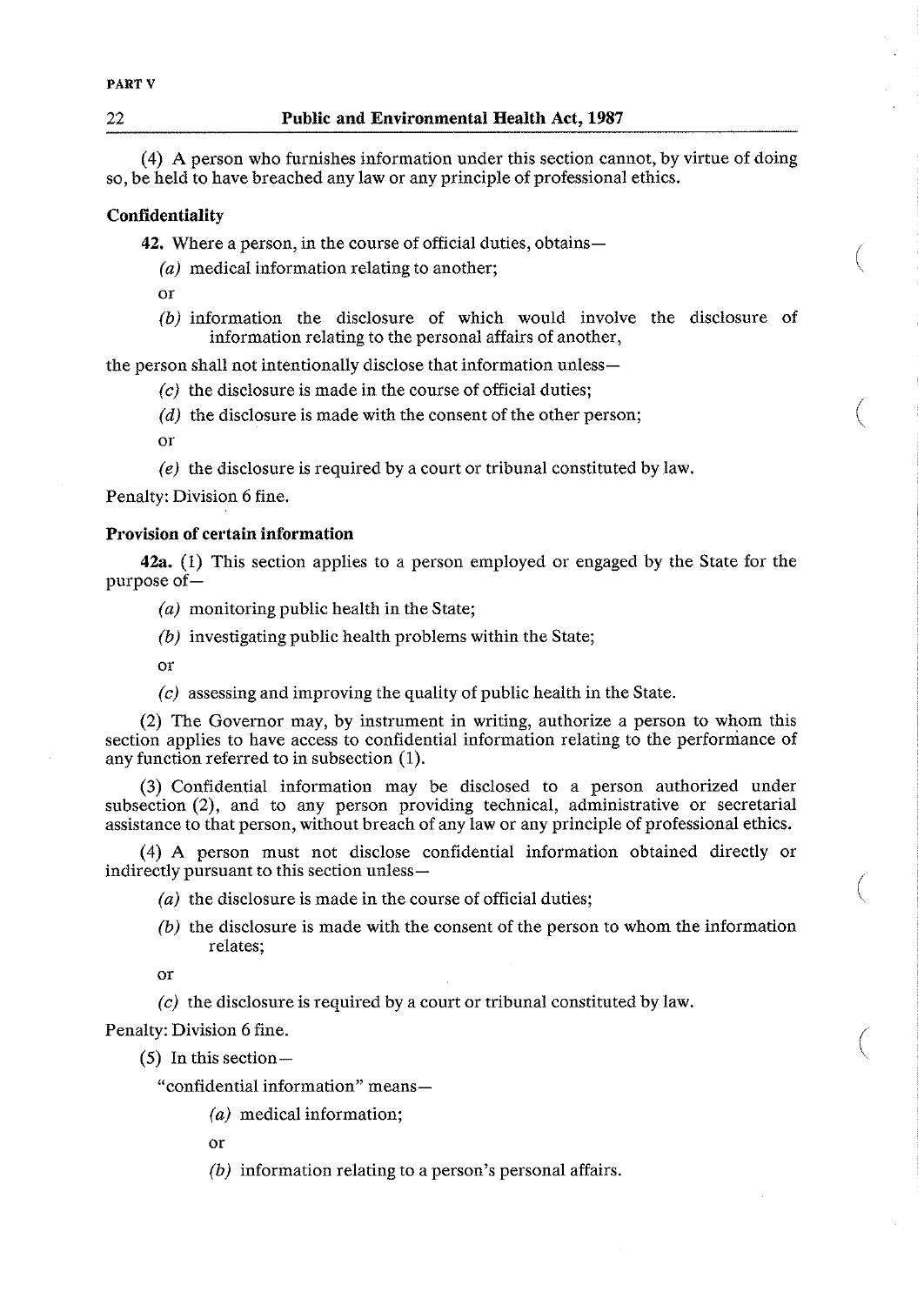(4) A person who furnishes information under this section cannot, by virtue of doing so, be held to have breached any law or any principle of professional ethics.

**Confidentiality**

**42.** Where a person, in the course of official duties, obtains—

*(a)* medical information relating to another;

or

*(b)* information the disclosure of which would involve the disclosure of information relating to the personal affairs of another,

the person shall not intentionally disclose that information unless—

*(c)* the disclosure is made in the course of official duties;

*(d)* the disclosure is made with the consent of the other person;

or

*(e)* the disclosure is required by a court or tribunal constituted by law.

Penalty: Division 6 fine.

**Provision of certain information**

**42a.** (1) This section applies to a person employed or engaged by the State for the purpose of—

*(a)* monitoring public health in the State;

*(b)* investigating public health problems within the State;

or

*(c)* assessing and improving the quality of public health in the State.

(2) The Governor may, by instrument in writing, authorize a person to whom this section applies to have access to confidential information relating to the performance of any function referred to in subsection (1).

(3) Confidential information may be disclosed to a person authorized under subsection (2), and to any person providing technical, administrative or secretarial assistance to that person, without breach of any law or any principle of professional ethics.

(4) A person must not disclose confidential information obtained directly or indirectly pursuant to this section unless—

*(a)* the disclosure is made in the course of official duties;

*(b)* the disclosure is made with the consent of the person to whom the information relates;

or

*(c)* the disclosure is required by a court or tribunal constituted by law.

Penalty: Division 6 fine.

(5) In this section—

"confidential information" means—

*(a)* medical information;

or

*(b)* information relating to a person's personal affairs.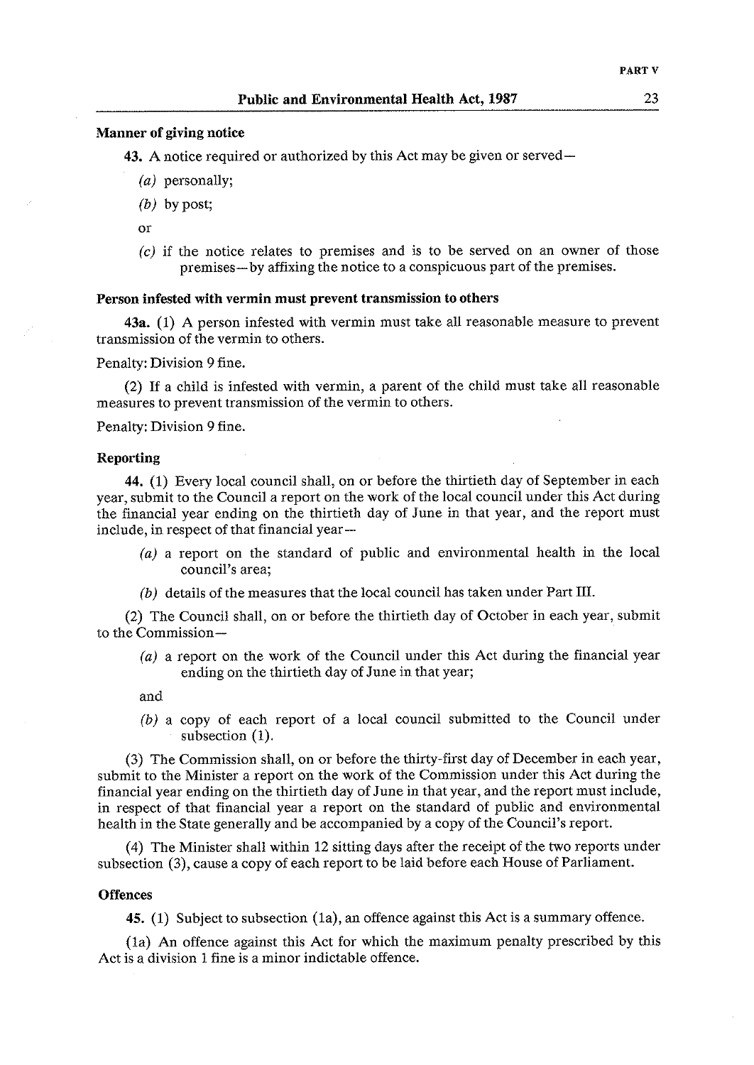**Manner of giving notice**

**43.** A notice required or authorized by this Act may be given or served—

*(a)* personally;

*(b)* by post;

or

*(c)* if the notice relates to premises and is to be served on an owner of those premises—by affixing the notice to a conspicuous part of the premises.

**Person infested with vermin must prevent transmission to others**

**43a.** (1) A person infested with vermin must take all reasonable measure to prevent transmission of the vermin to others.

Penalty: Division 9 fine.

(2) If a child is infested with vermin, a parent of the child must take all reasonable measures to prevent transmission of the vermin to others.

Penalty: Division 9 fine.

**Reporting**

**44.** (1) Every local council shall, on or before the thirtieth day of September in each year, submit to the Council a report on the work of the local council under this Act during the financial year ending on the thirtieth day of June in that year, and the report must include, in respect of that financial year—

*(a)* a report on the standard of public and environmental health in the local council's area;

*(b)* details of the measures that the local council has taken under Part III.

(2) The Council shall, on or before the thirtieth day of October in each year, submit to the Commission—

*(a)* a report on the work of the Council under this Act during the financial year ending on the thirtieth day of June in that year;

and

*(b)* a copy of each report of a local council submitted to the Council under subsection (1).

(3) The Commission shall, on or before the thirty-first day of December in each year, submit to the Minister a report on the work of the Commission under this Act during the financial year ending on the thirtieth day of June in that year, and the report must include, in respect of that financial year a report on the standard of public and environmental health in the State generally and be accompanied by a copy of the Council's report.

(4) The Minister shall within 12 sitting days after the receipt of the two reports under subsection (3), cause a copy of each report to be laid before each House of Parliament.

**Offences**

**45.** (1) Subject to subsection (1a), an offence against this Act is a summary offence.

(1a) An offence against this Act for which the maximum penalty prescribed by this Act is a division 1 fine is a minor indictable offence.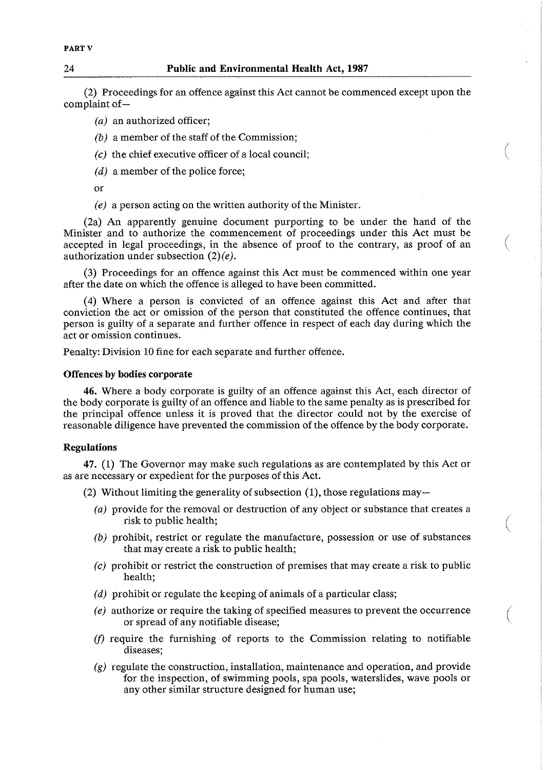(2) Proceedings for an offence against this Act cannot be commenced except upon the complaint of—

- *(a)* an authorized officer;
- *(b)* a member of the staff of the Commission;
- *(c)* the chief executive officer of a local council;
- *(d)* a member of the police force;

  or

- *(e)* a person acting on the written authority of the Minister.

(2a) An apparently genuine document purporting to be under the hand of the Minister and to authorize the commencement of proceedings under this Act must be accepted in legal proceedings, in the absence of proof to the contrary, as proof of an authorization under subsection (2)*(e)*.

(3) Proceedings for an offence against this Act must be commenced within one year after the date on which the offence is alleged to have been committed.

(4) Where a person is convicted of an offence against this Act and after that conviction the act or omission of the person that constituted the offence continues, that person is guilty of a separate and further offence in respect of each day during which the act or omission continues.

Penalty: Division 10 fine for each separate and further offence.

**Offences by bodies corporate**

**46.** Where a body corporate is guilty of an offence against this Act, each director of the body corporate is guilty of an offence and liable to the same penalty as is prescribed for the principal offence unless it is proved that the director could not by the exercise of reasonable diligence have prevented the commission of the offence by the body corporate.

**Regulations**

**47.** (1) The Governor may make such regulations as are contemplated by this Act or as are necessary or expedient for the purposes of this Act.

(2) Without limiting the generality of subsection (1), those regulations may—

- *(a)* provide for the removal or destruction of any object or substance that creates a risk to public health;
- *(b)* prohibit, restrict or regulate the manufacture, possession or use of substances that may create a risk to public health;
- *(c)* prohibit or restrict the construction of premises that may create a risk to public health;
- *(d)* prohibit or regulate the keeping of animals of a particular class;
- *(e)* authorize or require the taking of specified measures to prevent the occurrence or spread of any notifiable disease;
- *(f)* require the furnishing of reports to the Commission relating to notifiable diseases;
- *(g)* regulate the construction, installation, maintenance and operation, and provide for the inspection, of swimming pools, spa pools, waterslides, wave pools or any other similar structure designed for human use;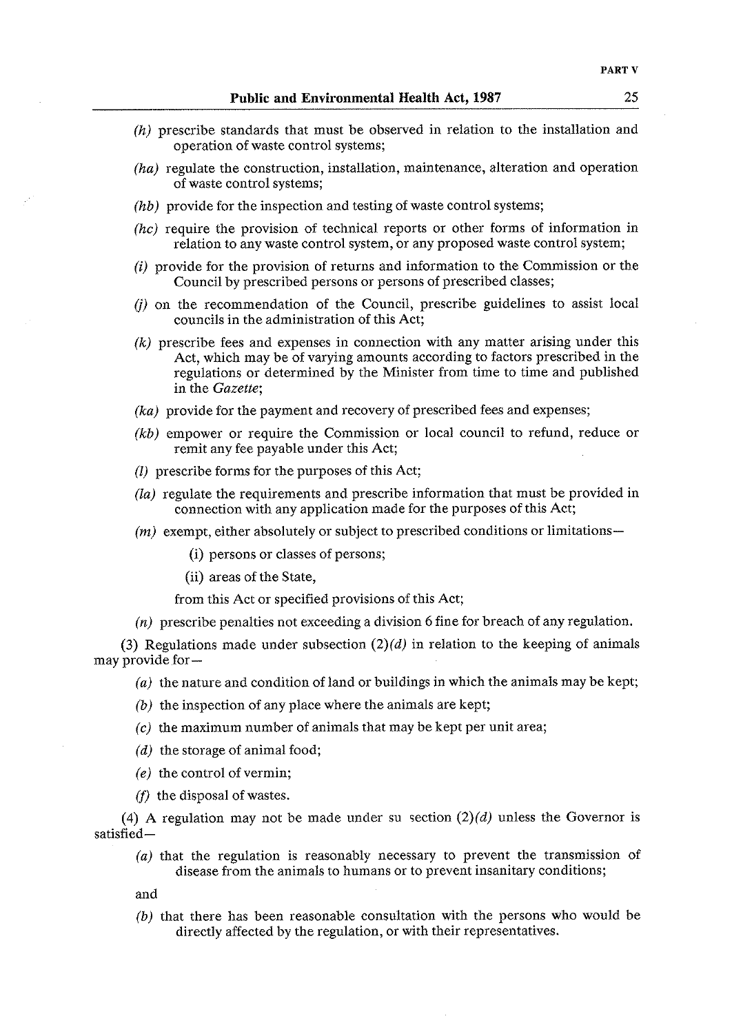(*h*) prescribe standards that must be observed in relation to the installation and operation of waste control systems;

(*ha*) regulate the construction, installation, maintenance, alteration and operation of waste control systems;

(*hb*) provide for the inspection and testing of waste control systems;

(*hc*) require the provision of technical reports or other forms of information in relation to any waste control system, or any proposed waste control system;

(*i*) provide for the provision of returns and information to the Commission or the Council by prescribed persons or persons of prescribed classes;

(*j*) on the recommendation of the Council, prescribe guidelines to assist local councils in the administration of this Act;

(*k*) prescribe fees and expenses in connection with any matter arising under this Act, which may be of varying amounts according to factors prescribed in the regulations or determined by the Minister from time to time and published in the *Gazette*;

(*ka*) provide for the payment and recovery of prescribed fees and expenses;

(*kb*) empower or require the Commission or local council to refund, reduce or remit any fee payable under this Act;

(*l*) prescribe forms for the purposes of this Act;

(*la*) regulate the requirements and prescribe information that must be provided in connection with any application made for the purposes of this Act;

(*m*) exempt, either absolutely or subject to prescribed conditions or limitations—

(i) persons or classes of persons;

(ii) areas of the State,

from this Act or specified provisions of this Act;

(*n*) prescribe penalties not exceeding a division 6 fine for breach of any regulation.

(3) Regulations made under subsection (2)(*d*) in relation to the keeping of animals may provide for—

(*a*) the nature and condition of land or buildings in which the animals may be kept;

(*b*) the inspection of any place where the animals are kept;

(*c*) the maximum number of animals that may be kept per unit area;

(*d*) the storage of animal food;

(*e*) the control of vermin;

(*f*) the disposal of wastes.

(4) A regulation may not be made under su section (2)(*d*) unless the Governor is satisfied—

(*a*) that the regulation is reasonably necessary to prevent the transmission of disease from the animals to humans or to prevent insanitary conditions;

and

(*b*) that there has been reasonable consultation with the persons who would be directly affected by the regulation, or with their representatives.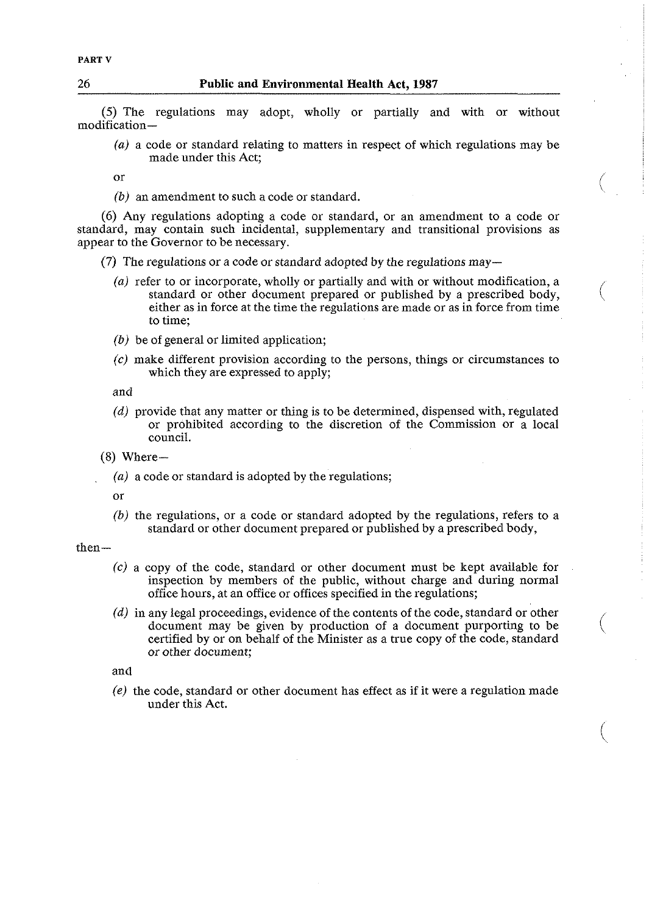(5) The regulations may adopt, wholly or partially and with or without modification—

*(a)* a code or standard relating to matters in respect of which regulations may be made under this Act;

or

*(b)* an amendment to such a code or standard.

(6) Any regulations adopting a code or standard, or an amendment to a code or standard, may contain such incidental, supplementary and transitional provisions as appear to the Governor to be necessary.

(7) The regulations or a code or standard adopted by the regulations may—

*(a)* refer to or incorporate, wholly or partially and with or without modification, a standard or other document prepared or published by a prescribed body, either as in force at the time the regulations are made or as in force from time to time;

*(b)* be of general or limited application;

*(c)* make different provision according to the persons, things or circumstances to which they are expressed to apply;

and

*(d)* provide that any matter or thing is to be determined, dispensed with, regulated or prohibited according to the discretion of the Commission or a local council.

(8) Where—

*(a)* a code or standard is adopted by the regulations;

or

*(b)* the regulations, or a code or standard adopted by the regulations, refers to a standard or other document prepared or published by a prescribed body,

then—

*(c)* a copy of the code, standard or other document must be kept available for inspection by members of the public, without charge and during normal office hours, at an office or offices specified in the regulations;

*(d)* in any legal proceedings, evidence of the contents of the code, standard or other document may be given by production of a document purporting to be certified by or on behalf of the Minister as a true copy of the code, standard or other document;

and

*(e)* the code, standard or other document has effect as if it were a regulation made under this Act.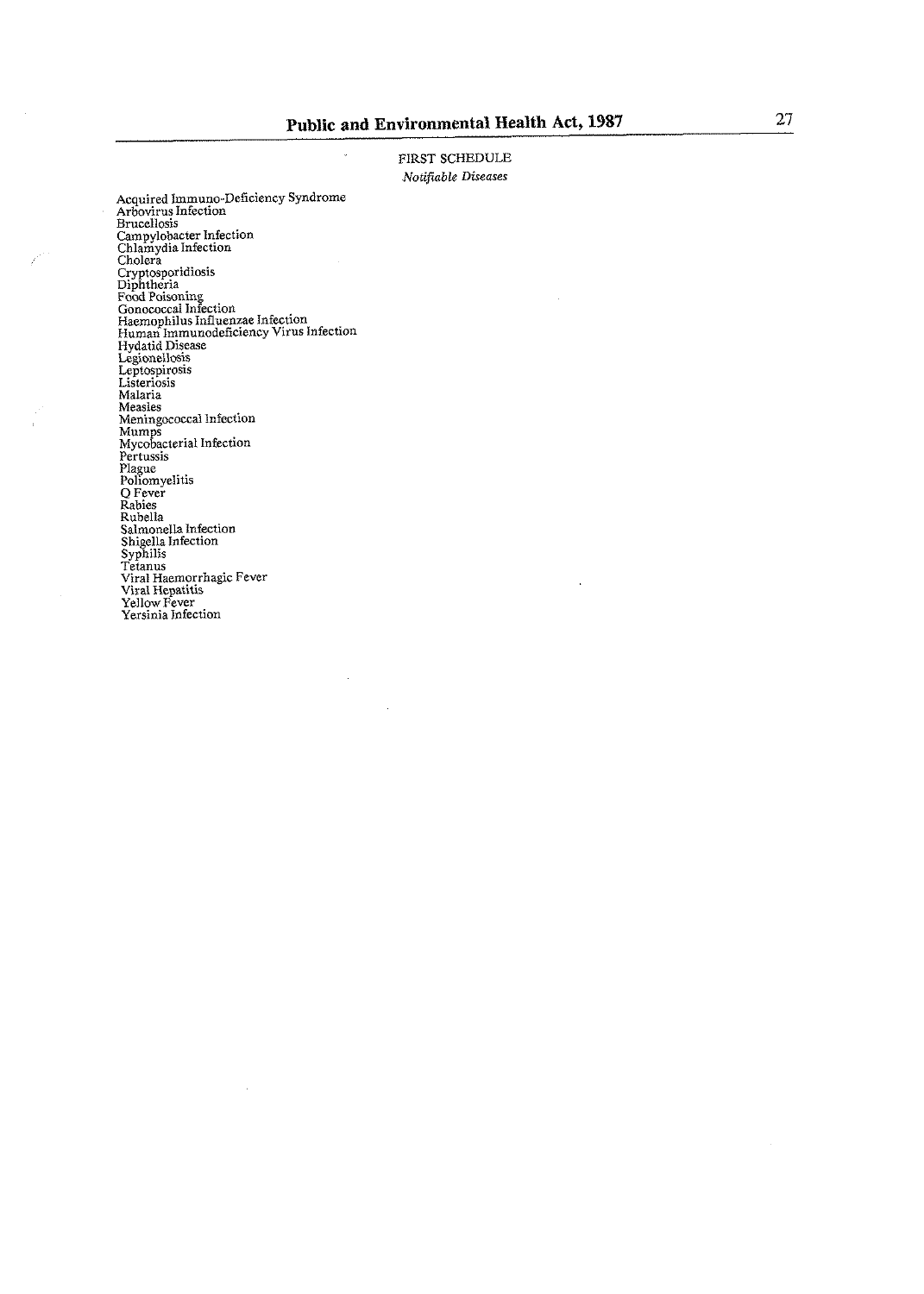FIRST SCHEDULE

*Notifiable Diseases*

Acquired Immuno-Deficiency Syndrome
Arbovirus Infection
Brucellosis
Campylobacter Infection
Chlamydia Infection
Cholera
Cryptosporidiosis
Diphtheria
Food Poisoning
Gonococcal Infection
Haemophilus Influenzae Infection
Human Immunodeficiency Virus Infection
Hydatid Disease
Legionellosis
Leptospirosis
Listeriosis
Malaria
Measles
Meningococcal Infection
Mumps
Mycobacterial Infection
Pertussis
Plague
Poliomyelitis
Q Fever
Rabies
Rubella
Salmonella Infection
Shigella Infection
Syphilis
Tetanus
Viral Haemorrhagic Fever
Viral Hepatitis
Yellow Fever
Yersinia Infection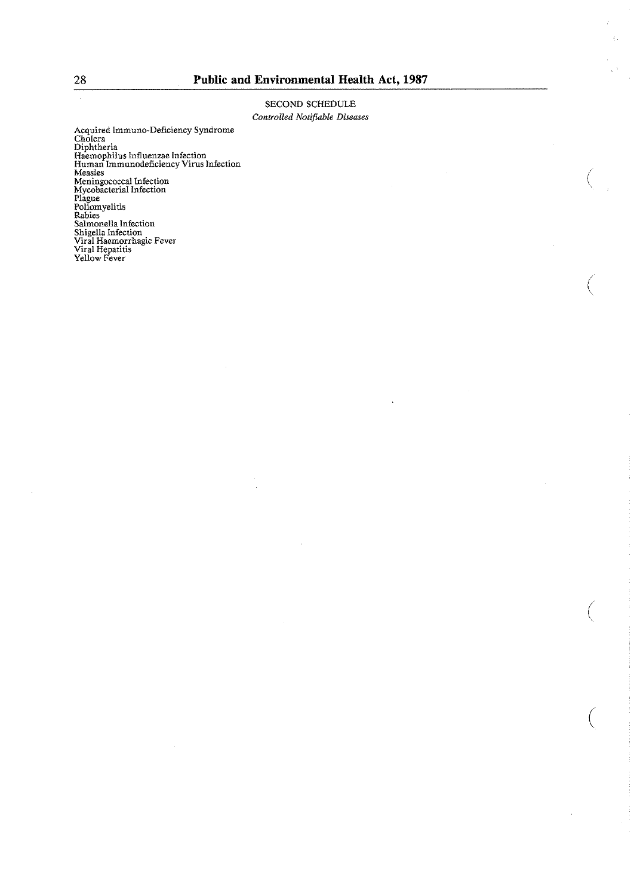## SECOND SCHEDULE

*Controlled Notifiable Diseases*

Acquired Immuno-Deficiency Syndrome
Cholera
Diphtheria
Haemophilus Influenzae Infection
Human Immunodeficiency Virus Infection
Measles
Meningococcal Infection
Mycobacterial Infection
Plague
Poliomyelitis
Rabies
Salmonella Infection
Shigella Infection
Viral Haemorrhagic Fever
Viral Hepatitis
Yellow Fever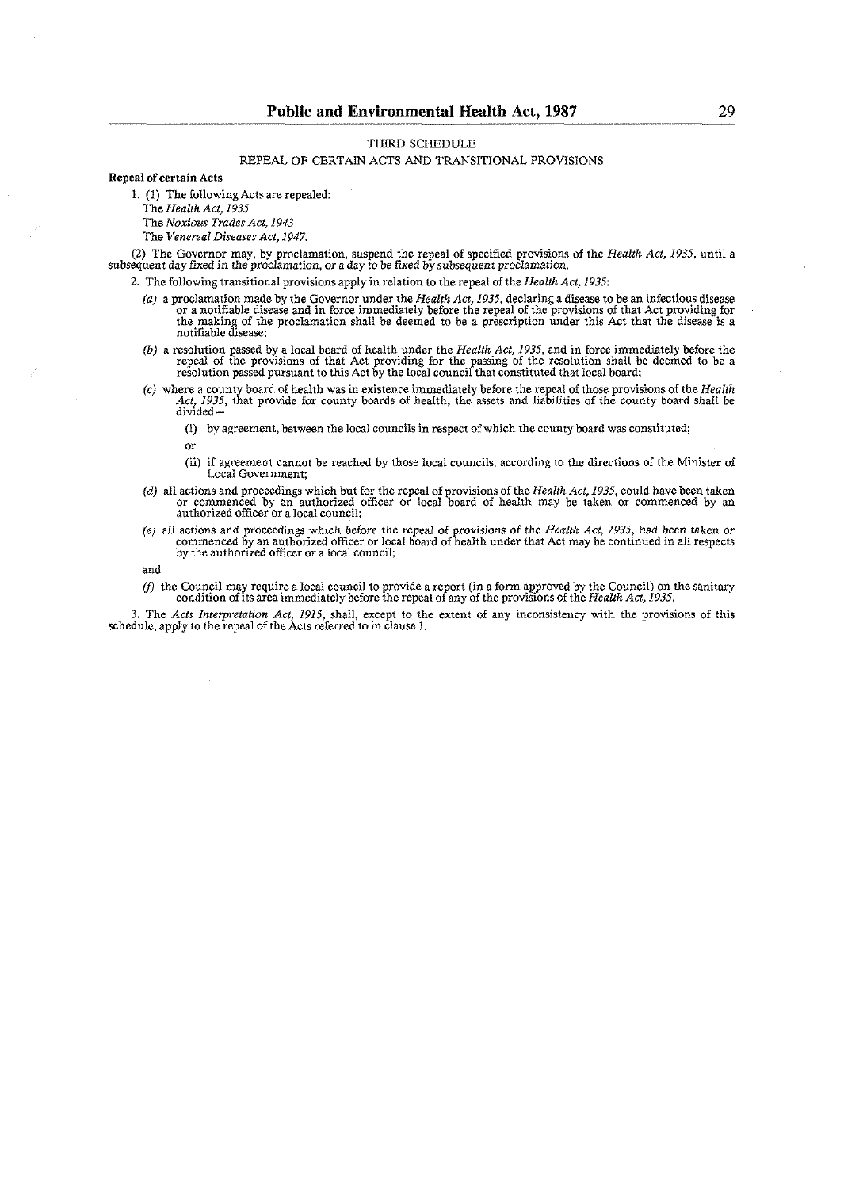## THIRD SCHEDULE

### REPEAL OF CERTAIN ACTS AND TRANSITIONAL PROVISIONS

**Repeal of certain Acts**

1. (1) The following Acts are repealed:

The *Health Act, 1935*

The *Noxious Trades Act, 1943*

The *Venereal Diseases Act, 1947*.

(2) The Governor may, by proclamation, suspend the repeal of specified provisions of the *Health Act, 1935*, until a subsequent day fixed in the proclamation, or a day to be fixed by subsequent proclamation.

2. The following transitional provisions apply in relation to the repeal of the *Health Act, 1935*:

(a) a proclamation made by the Governor under the *Health Act, 1935*, declaring a disease to be an infectious disease or a notifiable disease and in force immediately before the repeal of the provisions of that Act providing for the making of the proclamation shall be deemed to be a prescription under this Act that the disease is a notifiable disease;

(b) a resolution passed by a local board of health under the *Health Act, 1935*, and in force immediately before the repeal of the provisions of that Act providing for the passing of the resolution shall be deemed to be a resolution passed pursuant to this Act by the local council that constituted that local board;

(c) where a county board of health was in existence immediately before the repeal of those provisions of the *Health Act, 1935*, that provide for county boards of health, the assets and liabilities of the county board shall be divided—

(i) by agreement, between the local councils in respect of which the county board was constituted;

or

(ii) if agreement cannot be reached by those local councils, according to the directions of the Minister of Local Government;

(d) all actions and proceedings which but for the repeal of provisions of the *Health Act, 1935*, could have been taken or commenced by an authorized officer or local board of health may be taken or commenced by an authorized officer or a local council;

(e) all actions and proceedings which before the repeal of provisions of the *Health Act, 1935*, had been taken or commenced by an authorized officer or local board of health under that Act may be continued in all respects by the authorized officer or a local council;

and

(f) the Council may require a local council to provide a report (in a form approved by the Council) on the sanitary condition of its area immediately before the repeal of any of the provisions of the *Health Act, 1935*.

3. The *Acts Interpretation Act, 1915*, shall, except to the extent of any inconsistency with the provisions of this schedule, apply to the repeal of the Acts referred to in clause 1.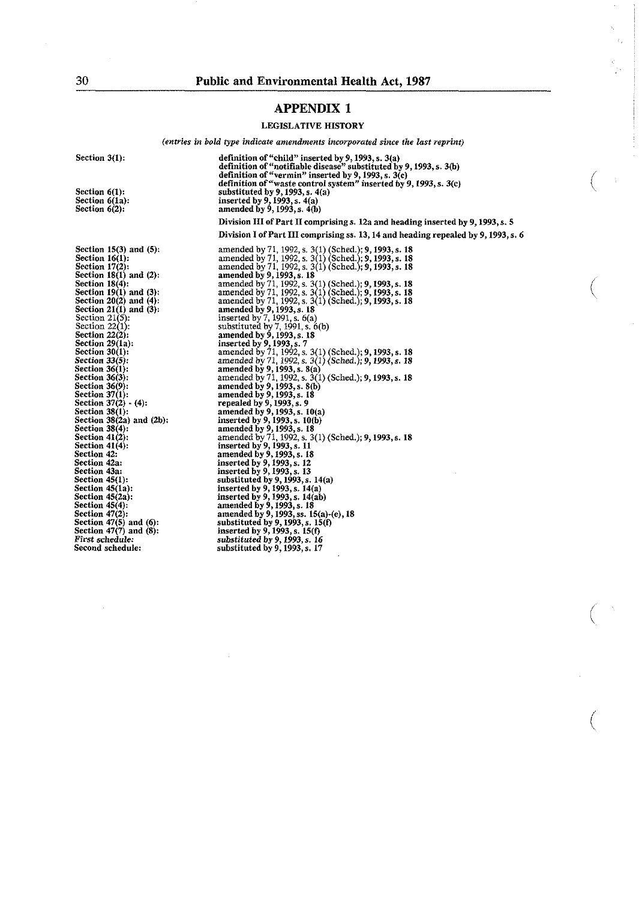## APPENDIX 1

### LEGISLATIVE HISTORY

*(entries in bold type indicate amendments incorporated since the last reprint)*

| | |
|---|---|
| **Section 3(1):** | **definition of "child" inserted by 9, 1993, s. 3(a)** |
| | **definition of "notifiable disease" substituted by 9, 1993, s. 3(b)** |
| | **definition of "vermin" inserted by 9, 1993, s. 3(c)** |
| | **definition of "waste control system" inserted by 9, 1993, s. 3(c)** |
| **Section 6(1):** | **substituted by 9, 1993, s. 4(a)** |
| **Section 6(1a):** | **inserted by 9, 1993, s. 4(a)** |
| **Section 6(2):** | **amended by 9, 1993, s. 4(b)** |
| | **Division III of Part II comprising s. 12a and heading inserted by 9, 1993, s. 5** |
| | **Division I of Part III comprising ss. 13, 14 and heading repealed by 9, 1993, s. 6** |
| **Section 15(3) and (5):** | amended by 71, 1992, s. 3(1) (Sched.); **9, 1993, s. 18** |
| **Section 16(1):** | amended by 71, 1992, s. 3(1) (Sched.); **9, 1993, s. 18** |
| **Section 17(2):** | amended by 71, 1992, s. 3(1) (Sched.); **9, 1993, s. 18** |
| **Section 18(1) and (2):** | **amended by 9, 1993, s. 18** |
| **Section 18(4):** | amended by 71, 1992, s. 3(1) (Sched.); **9, 1993, s. 18** |
| **Section 19(1) and (3):** | amended by 71, 1992, s. 3(1) (Sched.); **9, 1993, s. 18** |
| **Section 20(2) and (4):** | amended by 71, 1992, s. 3(1) (Sched.); **9, 1993, s. 18** |
| **Section 21(1) and (3):** | **amended by 9, 1993, s. 18** |
| Section 21(5): | inserted by 7, 1991, s. 6(a) |
| Section 22(1): | substituted by 7, 1991, s. 6(b) |
| **Section 22(2):** | **amended by 9, 1993, s. 18** |
| **Section 29(1a):** | **inserted by 9, 1993, s. 7** |
| **Section 30(1):** | amended by 71, 1992, s. 3(1) (Sched.); **9, 1993, s. 18** |
| ***Section 33(5):*** | *amended by 71, 1992, s. 3(1) (Sched.);* ***9, 1993, s. 18*** |
| **Section 36(1):** | **amended by 9, 1993, s. 8(a)** |
| **Section 36(3):** | amended by 71, 1992, s. 3(1) (Sched.); **9, 1993, s. 18** |
| **Section 36(9):** | **amended by 9, 1993, s. 8(b)** |
| **Section 37(1):** | **amended by 9, 1993, s. 18** |
| **Section 37(2) - (4):** | **repealed by 9, 1993, s. 9** |
| **Section 38(1):** | **amended by 9, 1993, s. 10(a)** |
| **Section 38(2a) and (2b):** | **inserted by 9, 1993, s. 10(b)** |
| **Section 38(4):** | **amended by 9, 1993, s. 18** |
| **Section 41(2):** | amended by 71, 1992, s. 3(1) (Sched.); **9, 1993, s. 18** |
| **Section 41(4):** | **inserted by 9, 1993, s. 11** |
| **Section 42:** | **amended by 9, 1993, s. 18** |
| **Section 42a:** | **inserted by 9, 1993, s. 12** |
| **Section 43a:** | **inserted by 9, 1993, s. 13** |
| **Section 45(1):** | **substituted by 9, 1993, s. 14(a)** |
| **Section 45(1a):** | **inserted by 9, 1993, s. 14(a)** |
| **Section 45(2a):** | **inserted by 9, 1993, s. 14(ab)** |
| **Section 45(4):** | **amended by 9, 1993, s. 18** |
| **Section 47(2):** | **amended by 9, 1993, ss. 15(a)-(e), 18** |
| **Section 47(5) and (6):** | **substituted by 9, 1993, s. 15(f)** |
| **Section 47(7) and (8):** | **inserted by 9, 1993, s. 15(f)** |
| ***First schedule:*** | ***substituted by 9, 1993, s. 16*** |
| **Second schedule:** | **substituted by 9, 1993, s. 17** |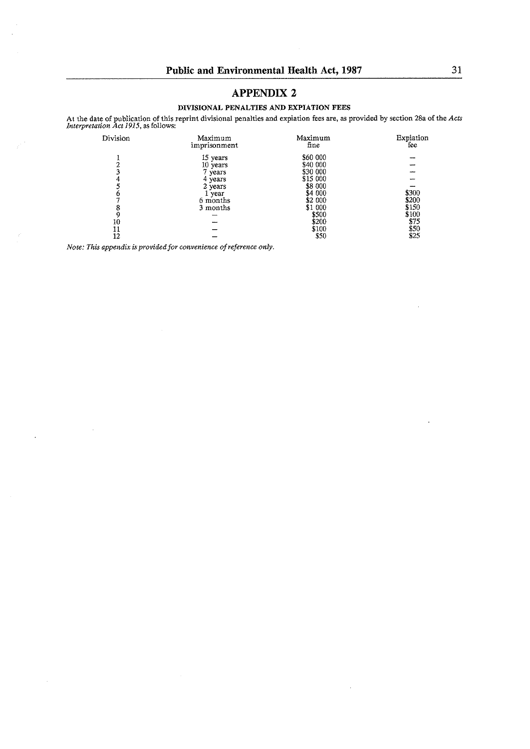# APPENDIX 2

### DIVISIONAL PENALTIES AND EXPIATION FEES

At the date of publication of this reprint divisional penalties and expiation fees are, as provided by section 28a of the *Acts Interpretation Act 1915*, as follows:

| Division | Maximum imprisonment | Maximum fine | Expiation fee |
|---|---|---|---|
| 1 | 15 years | $60 000 | — |
| 2 | 10 years | $40 000 | — |
| 3 | 7 years | $30 000 | — |
| 4 | 4 years | $15 000 | — |
| 5 | 2 years | $8 000 | — |
| 6 | 1 year | $4 000 | $300 |
| 7 | 6 months | $2 000 | $200 |
| 8 | 3 months | $1 000 | $150 |
| 9 | — | $500 | $100 |
| 10 | — | $200 | $75 |
| 11 | — | $100 | $50 |
| 12 | — | $50 | $25 |

*Note: This appendix is provided for convenience of reference only.*